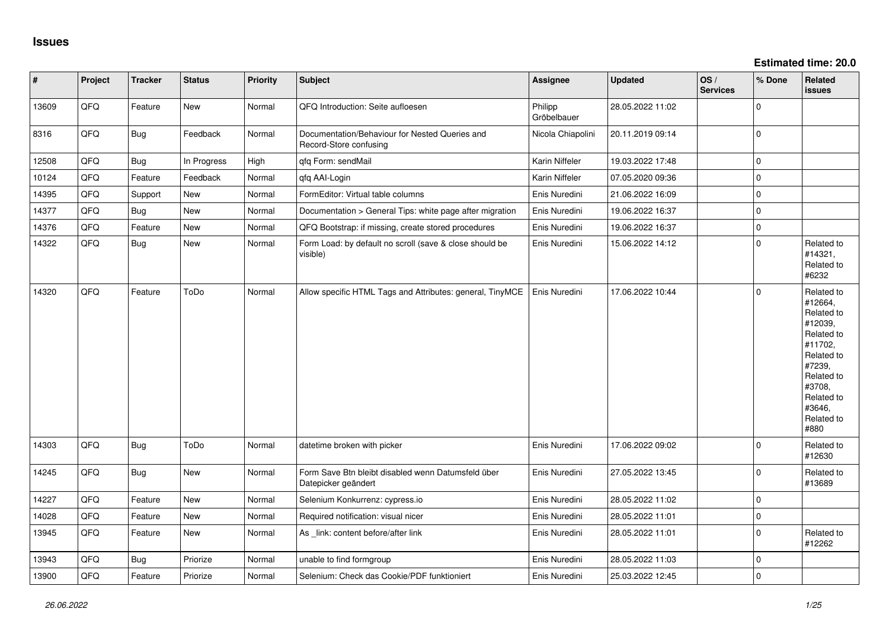# Issues

**Estimated time: 20.0**

| # | Project | Tracker | Status | Priority | Subject | Assignee | Updated | OS / Services | % Done | Related issues |
|---|---|---|---|---|---|---|---|---|---|---|
| 13609 | QFQ | Feature | New | Normal | QFQ Introduction: Seite aufloesen | Philipp Gröbelbauer | 28.05.2022 11:02 | | 0 | |
| 8316 | QFQ | Bug | Feedback | Normal | Documentation/Behaviour for Nested Queries and Record-Store confusing | Nicola Chiapolini | 20.11.2019 09:14 | | 0 | |
| 12508 | QFQ | Bug | In Progress | High | qfq Form: sendMail | Karin Niffeler | 19.03.2022 17:48 | | 0 | |
| 10124 | QFQ | Feature | Feedback | Normal | qfq AAI-Login | Karin Niffeler | 07.05.2020 09:36 | | 0 | |
| 14395 | QFQ | Support | New | Normal | FormEditor: Virtual table columns | Enis Nuredini | 21.06.2022 16:09 | | 0 | |
| 14377 | QFQ | Bug | New | Normal | Documentation > General Tips: white page after migration | Enis Nuredini | 19.06.2022 16:37 | | 0 | |
| 14376 | QFQ | Feature | New | Normal | QFQ Bootstrap: if missing, create stored procedures | Enis Nuredini | 19.06.2022 16:37 | | 0 | |
| 14322 | QFQ | Bug | New | Normal | Form Load: by default no scroll (save & close should be visible) | Enis Nuredini | 15.06.2022 14:12 | | 0 | Related to #14321, Related to #6232 |
| 14320 | QFQ | Feature | ToDo | Normal | Allow specific HTML Tags and Attributes: general, TinyMCE | Enis Nuredini | 17.06.2022 10:44 | | 0 | Related to #12664, Related to #12039, Related to #11702, Related to #7239, Related to #3708, Related to #3646, Related to #880 |
| 14303 | QFQ | Bug | ToDo | Normal | datetime broken with picker | Enis Nuredini | 17.06.2022 09:02 | | 0 | Related to #12630 |
| 14245 | QFQ | Bug | New | Normal | Form Save Btn bleibt disabled wenn Datumsfeld über Datepicker geändert | Enis Nuredini | 27.05.2022 13:45 | | 0 | Related to #13689 |
| 14227 | QFQ | Feature | New | Normal | Selenium Konkurrenz: cypress.io | Enis Nuredini | 28.05.2022 11:02 | | 0 | |
| 14028 | QFQ | Feature | New | Normal | Required notification: visual nicer | Enis Nuredini | 28.05.2022 11:01 | | 0 | |
| 13945 | QFQ | Feature | New | Normal | As _link: content before/after link | Enis Nuredini | 28.05.2022 11:01 | | 0 | Related to #12262 |
| 13943 | QFQ | Bug | Priorize | Normal | unable to find formgroup | Enis Nuredini | 28.05.2022 11:03 | | 0 | |
| 13900 | QFQ | Feature | Priorize | Normal | Selenium: Check das Cookie/PDF funktioniert | Enis Nuredini | 25.03.2022 12:45 | | 0 | |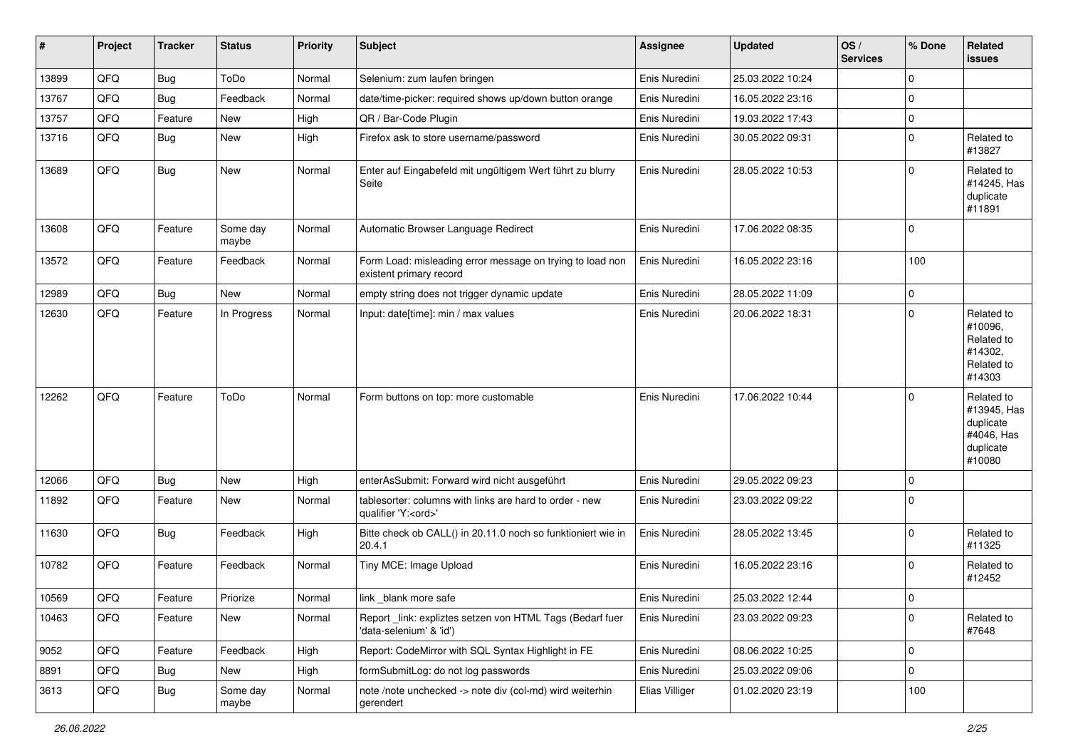| # | Project | Tracker | Status | Priority | Subject | Assignee | Updated | OS / Services | % Done | Related issues |
|---|---|---|---|---|---|---|---|---|---|---|
| 13899 | QFQ | Bug | ToDo | Normal | Selenium: zum laufen bringen | Enis Nuredini | 25.03.2022 10:24 | | 0 | |
| 13767 | QFQ | Bug | Feedback | Normal | date/time-picker: required shows up/down button orange | Enis Nuredini | 16.05.2022 23:16 | | 0 | |
| 13757 | QFQ | Feature | New | High | QR / Bar-Code Plugin | Enis Nuredini | 19.03.2022 17:43 | | 0 | |
| 13716 | QFQ | Bug | New | High | Firefox ask to store username/password | Enis Nuredini | 30.05.2022 09:31 | | 0 | Related to #13827 |
| 13689 | QFQ | Bug | New | Normal | Enter auf Eingabefeld mit ungültigem Wert führt zu blurry Seite | Enis Nuredini | 28.05.2022 10:53 | | 0 | Related to #14245, Has duplicate #11891 |
| 13608 | QFQ | Feature | Some day maybe | Normal | Automatic Browser Language Redirect | Enis Nuredini | 17.06.2022 08:35 | | 0 | |
| 13572 | QFQ | Feature | Feedback | Normal | Form Load: misleading error message on trying to load non existent primary record | Enis Nuredini | 16.05.2022 23:16 | | 100 | |
| 12989 | QFQ | Bug | New | Normal | empty string does not trigger dynamic update | Enis Nuredini | 28.05.2022 11:09 | | 0 | |
| 12630 | QFQ | Feature | In Progress | Normal | Input: date[time]: min / max values | Enis Nuredini | 20.06.2022 18:31 | | 0 | Related to #10096, Related to #14302, Related to #14303 |
| 12262 | QFQ | Feature | ToDo | Normal | Form buttons on top: more customable | Enis Nuredini | 17.06.2022 10:44 | | 0 | Related to #13945, Has duplicate #4046, Has duplicate #10080 |
| 12066 | QFQ | Bug | New | High | enterAsSubmit: Forward wird nicht ausgeführt | Enis Nuredini | 29.05.2022 09:23 | | 0 | |
| 11892 | QFQ | Feature | New | Normal | tablesorter: columns with links are hard to order - new qualifier 'Y:<ord>' | Enis Nuredini | 23.03.2022 09:22 | | 0 | |
| 11630 | QFQ | Bug | Feedback | High | Bitte check ob CALL() in 20.11.0 noch so funktioniert wie in 20.4.1 | Enis Nuredini | 28.05.2022 13:45 | | 0 | Related to #11325 |
| 10782 | QFQ | Feature | Feedback | Normal | Tiny MCE: Image Upload | Enis Nuredini | 16.05.2022 23:16 | | 0 | Related to #12452 |
| 10569 | QFQ | Feature | Priorize | Normal | link _blank more safe | Enis Nuredini | 25.03.2022 12:44 | | 0 | |
| 10463 | QFQ | Feature | New | Normal | Report _link: expliztes setzen von HTML Tags (Bedarf fuer 'data-selenium' & 'id') | Enis Nuredini | 23.03.2022 09:23 | | 0 | Related to #7648 |
| 9052 | QFQ | Feature | Feedback | High | Report: CodeMirror with SQL Syntax Highlight in FE | Enis Nuredini | 08.06.2022 10:25 | | 0 | |
| 8891 | QFQ | Bug | New | High | formSubmitLog: do not log passwords | Enis Nuredini | 25.03.2022 09:06 | | 0 | |
| 3613 | QFQ | Bug | Some day maybe | Normal | note /note unchecked -> note div (col-md) wird weiterhin gerendert | Elias Villiger | 01.02.2020 23:19 | | 100 | |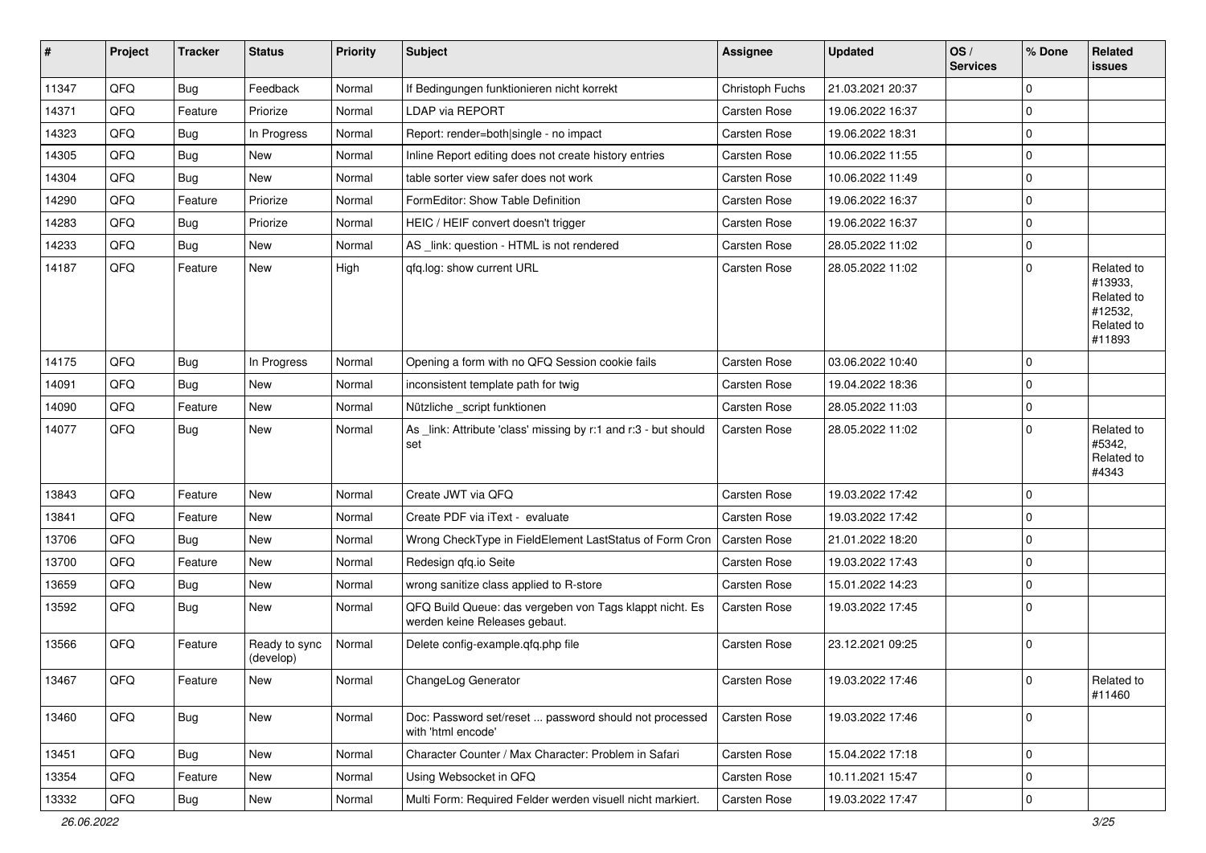| # | Project | Tracker | Status | Priority | Subject | Assignee | Updated | OS / Services | % Done | Related issues |
|---|---|---|---|---|---|---|---|---|---|---|
| 11347 | QFQ | Bug | Feedback | Normal | If Bedingungen funktionieren nicht korrekt | Christoph Fuchs | 21.03.2021 20:37 | | 0 | |
| 14371 | QFQ | Feature | Priorize | Normal | LDAP via REPORT | Carsten Rose | 19.06.2022 16:37 | | 0 | |
| 14323 | QFQ | Bug | In Progress | Normal | Report: render=both|single - no impact | Carsten Rose | 19.06.2022 18:31 | | 0 | |
| 14305 | QFQ | Bug | New | Normal | Inline Report editing does not create history entries | Carsten Rose | 10.06.2022 11:55 | | 0 | |
| 14304 | QFQ | Bug | New | Normal | table sorter view safer does not work | Carsten Rose | 10.06.2022 11:49 | | 0 | |
| 14290 | QFQ | Feature | Priorize | Normal | FormEditor: Show Table Definition | Carsten Rose | 19.06.2022 16:37 | | 0 | |
| 14283 | QFQ | Bug | Priorize | Normal | HEIC / HEIF convert doesn't trigger | Carsten Rose | 19.06.2022 16:37 | | 0 | |
| 14233 | QFQ | Bug | New | Normal | AS _link: question - HTML is not rendered | Carsten Rose | 28.05.2022 11:02 | | 0 | |
| 14187 | QFQ | Feature | New | High | qfq.log: show current URL | Carsten Rose | 28.05.2022 11:02 | | 0 | Related to #13933, Related to #12532, Related to #11893 |
| 14175 | QFQ | Bug | In Progress | Normal | Opening a form with no QFQ Session cookie fails | Carsten Rose | 03.06.2022 10:40 | | 0 | |
| 14091 | QFQ | Bug | New | Normal | inconsistent template path for twig | Carsten Rose | 19.04.2022 18:36 | | 0 | |
| 14090 | QFQ | Feature | New | Normal | Nützliche _script funktionen | Carsten Rose | 28.05.2022 11:03 | | 0 | |
| 14077 | QFQ | Bug | New | Normal | As _link: Attribute 'class' missing by r:1 and r:3 - but should set | Carsten Rose | 28.05.2022 11:02 | | 0 | Related to #5342, Related to #4343 |
| 13843 | QFQ | Feature | New | Normal | Create JWT via QFQ | Carsten Rose | 19.03.2022 17:42 | | 0 | |
| 13841 | QFQ | Feature | New | Normal | Create PDF via iText - evaluate | Carsten Rose | 19.03.2022 17:42 | | 0 | |
| 13706 | QFQ | Bug | New | Normal | Wrong CheckType in FieldElement LastStatus of Form Cron | Carsten Rose | 21.01.2022 18:20 | | 0 | |
| 13700 | QFQ | Feature | New | Normal | Redesign qfq.io Seite | Carsten Rose | 19.03.2022 17:43 | | 0 | |
| 13659 | QFQ | Bug | New | Normal | wrong sanitize class applied to R-store | Carsten Rose | 15.01.2022 14:23 | | 0 | |
| 13592 | QFQ | Bug | New | Normal | QFQ Build Queue: das vergeben von Tags klappt nicht. Es werden keine Releases gebaut. | Carsten Rose | 19.03.2022 17:45 | | 0 | |
| 13566 | QFQ | Feature | Ready to sync (develop) | Normal | Delete config-example.qfq.php file | Carsten Rose | 23.12.2021 09:25 | | 0 | |
| 13467 | QFQ | Feature | New | Normal | ChangeLog Generator | Carsten Rose | 19.03.2022 17:46 | | 0 | Related to #11460 |
| 13460 | QFQ | Bug | New | Normal | Doc: Password set/reset ... password should not processed with 'html encode' | Carsten Rose | 19.03.2022 17:46 | | 0 | |
| 13451 | QFQ | Bug | New | Normal | Character Counter / Max Character: Problem in Safari | Carsten Rose | 15.04.2022 17:18 | | 0 | |
| 13354 | QFQ | Feature | New | Normal | Using Websocket in QFQ | Carsten Rose | 10.11.2021 15:47 | | 0 | |
| 13332 | QFQ | Bug | New | Normal | Multi Form: Required Felder werden visuell nicht markiert. | Carsten Rose | 19.03.2022 17:47 | | 0 | |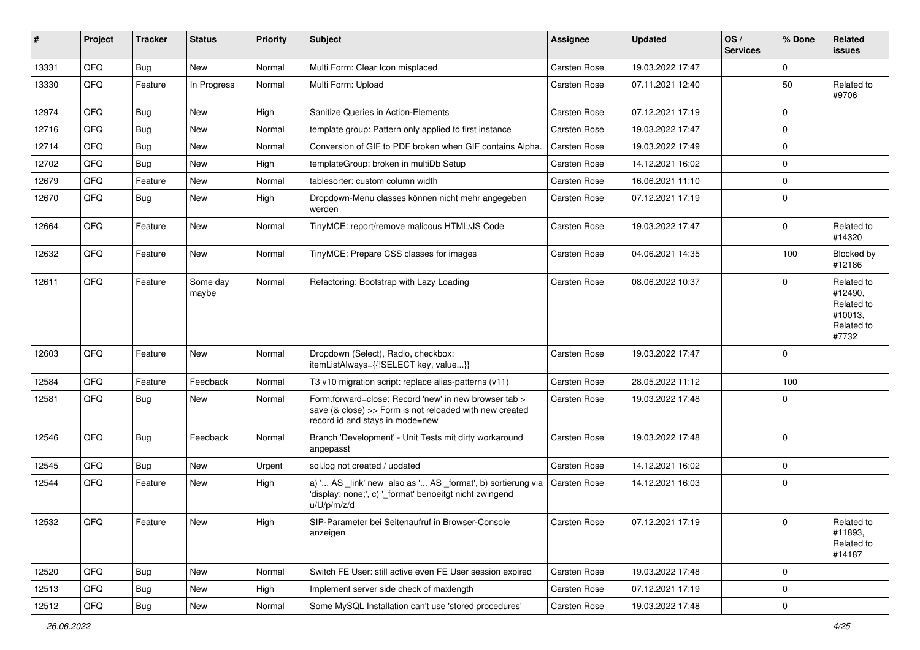| # | Project | Tracker | Status | Priority | Subject | Assignee | Updated | OS / Services | % Done | Related issues |
|---|---|---|---|---|---|---|---|---|---|---|
| 13331 | QFQ | Bug | New | Normal | Multi Form: Clear Icon misplaced | Carsten Rose | 19.03.2022 17:47 | | 0 | |
| 13330 | QFQ | Feature | In Progress | Normal | Multi Form: Upload | Carsten Rose | 07.11.2021 12:40 | | 50 | Related to #9706 |
| 12974 | QFQ | Bug | New | High | Sanitize Queries in Action-Elements | Carsten Rose | 07.12.2021 17:19 | | 0 | |
| 12716 | QFQ | Bug | New | Normal | template group: Pattern only applied to first instance | Carsten Rose | 19.03.2022 17:47 | | 0 | |
| 12714 | QFQ | Bug | New | Normal | Conversion of GIF to PDF broken when GIF contains Alpha. | Carsten Rose | 19.03.2022 17:49 | | 0 | |
| 12702 | QFQ | Bug | New | High | templateGroup: broken in multiDb Setup | Carsten Rose | 14.12.2021 16:02 | | 0 | |
| 12679 | QFQ | Feature | New | Normal | tablesorter: custom column width | Carsten Rose | 16.06.2021 11:10 | | 0 | |
| 12670 | QFQ | Bug | New | High | Dropdown-Menu classes können nicht mehr angegeben werden | Carsten Rose | 07.12.2021 17:19 | | 0 | |
| 12664 | QFQ | Feature | New | Normal | TinyMCE: report/remove malicous HTML/JS Code | Carsten Rose | 19.03.2022 17:47 | | 0 | Related to #14320 |
| 12632 | QFQ | Feature | New | Normal | TinyMCE: Prepare CSS classes for images | Carsten Rose | 04.06.2021 14:35 | | 100 | Blocked by #12186 |
| 12611 | QFQ | Feature | Some day maybe | Normal | Refactoring: Bootstrap with Lazy Loading | Carsten Rose | 08.06.2022 10:37 | | 0 | Related to #12490, Related to #10013, Related to #7732 |
| 12603 | QFQ | Feature | New | Normal | Dropdown (Select), Radio, checkbox: itemListAlways={{!SELECT key, value...}} | Carsten Rose | 19.03.2022 17:47 | | 0 | |
| 12584 | QFQ | Feature | Feedback | Normal | T3 v10 migration script: replace alias-patterns (v11) | Carsten Rose | 28.05.2022 11:12 | | 100 | |
| 12581 | QFQ | Bug | New | Normal | Form.forward=close: Record 'new' in new browser tab > save (& close) >> Form is not reloaded with new created record id and stays in mode=new | Carsten Rose | 19.03.2022 17:48 | | 0 | |
| 12546 | QFQ | Bug | Feedback | Normal | Branch 'Development' - Unit Tests mit dirty workaround angepasst | Carsten Rose | 19.03.2022 17:48 | | 0 | |
| 12545 | QFQ | Bug | New | Urgent | sql.log not created / updated | Carsten Rose | 14.12.2021 16:02 | | 0 | |
| 12544 | QFQ | Feature | New | High | a) '... AS _link' new also as '... AS _format', b) sortierung via 'display: none;', c) '_format' benoeitgt nicht zwingend u/U/p/m/z/d | Carsten Rose | 14.12.2021 16:03 | | 0 | |
| 12532 | QFQ | Feature | New | High | SIP-Parameter bei Seitenaufruf in Browser-Console anzeigen | Carsten Rose | 07.12.2021 17:19 | | 0 | Related to #11893, Related to #14187 |
| 12520 | QFQ | Bug | New | Normal | Switch FE User: still active even FE User session expired | Carsten Rose | 19.03.2022 17:48 | | 0 | |
| 12513 | QFQ | Bug | New | High | Implement server side check of maxlength | Carsten Rose | 07.12.2021 17:19 | | 0 | |
| 12512 | QFQ | Bug | New | Normal | Some MySQL Installation can't use 'stored procedures' | Carsten Rose | 19.03.2022 17:48 | | 0 | |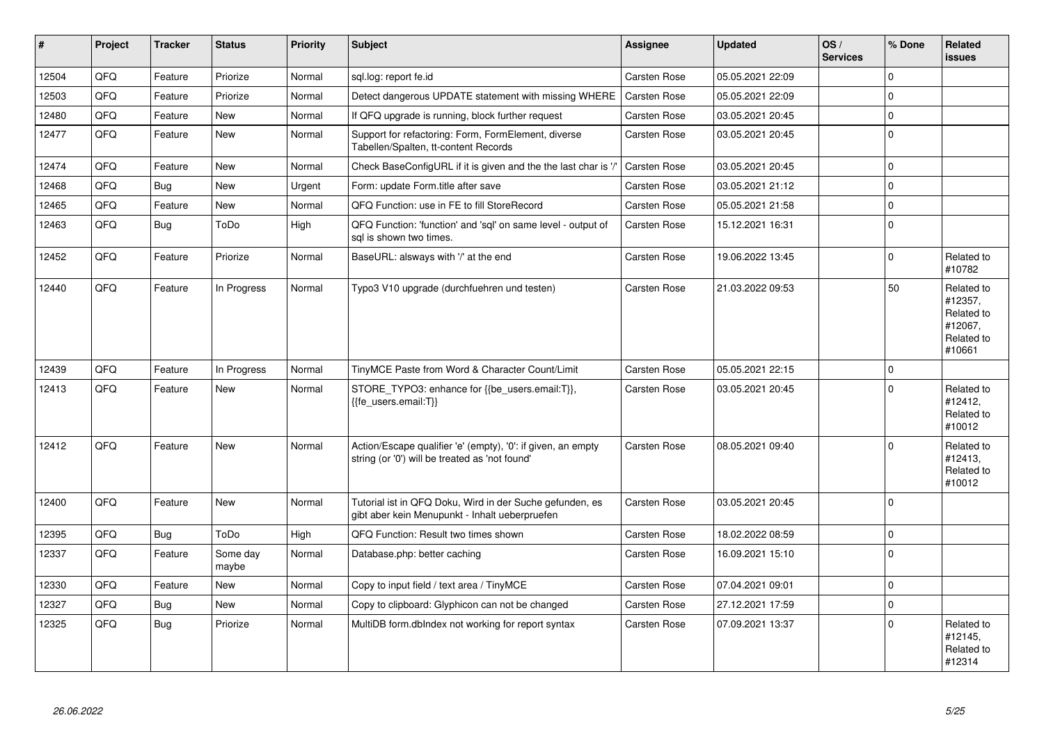| # | Project | Tracker | Status | Priority | Subject | Assignee | Updated | OS / Services | % Done | Related issues |
|---|---|---|---|---|---|---|---|---|---|---|
| 12504 | QFQ | Feature | Priorize | Normal | sql.log: report fe.id | Carsten Rose | 05.05.2021 22:09 | | 0 | |
| 12503 | QFQ | Feature | Priorize | Normal | Detect dangerous UPDATE statement with missing WHERE | Carsten Rose | 05.05.2021 22:09 | | 0 | |
| 12480 | QFQ | Feature | New | Normal | If QFQ upgrade is running, block further request | Carsten Rose | 03.05.2021 20:45 | | 0 | |
| 12477 | QFQ | Feature | New | Normal | Support for refactoring: Form, FormElement, diverse Tabellen/Spalten, tt-content Records | Carsten Rose | 03.05.2021 20:45 | | 0 | |
| 12474 | QFQ | Feature | New | Normal | Check BaseConfigURL if it is given and the the last char is '/' | Carsten Rose | 03.05.2021 20:45 | | 0 | |
| 12468 | QFQ | Bug | New | Urgent | Form: update Form.title after save | Carsten Rose | 03.05.2021 21:12 | | 0 | |
| 12465 | QFQ | Feature | New | Normal | QFQ Function: use in FE to fill StoreRecord | Carsten Rose | 05.05.2021 21:58 | | 0 | |
| 12463 | QFQ | Bug | ToDo | High | QFQ Function: 'function' and 'sql' on same level - output of sql is shown two times. | Carsten Rose | 15.12.2021 16:31 | | 0 | |
| 12452 | QFQ | Feature | Priorize | Normal | BaseURL: alsways with '/' at the end | Carsten Rose | 19.06.2022 13:45 | | 0 | Related to #10782 |
| 12440 | QFQ | Feature | In Progress | Normal | Typo3 V10 upgrade (durchfuehren und testen) | Carsten Rose | 21.03.2022 09:53 | | 50 | Related to #12357, Related to #12067, Related to #10661 |
| 12439 | QFQ | Feature | In Progress | Normal | TinyMCE Paste from Word & Character Count/Limit | Carsten Rose | 05.05.2021 22:15 | | 0 | |
| 12413 | QFQ | Feature | New | Normal | STORE_TYPO3: enhance for {{be_users.email:T}}, {{fe_users.email:T}} | Carsten Rose | 03.05.2021 20:45 | | 0 | Related to #12412, Related to #10012 |
| 12412 | QFQ | Feature | New | Normal | Action/Escape qualifier 'e' (empty), '0': if given, an empty string (or '0') will be treated as 'not found' | Carsten Rose | 08.05.2021 09:40 | | 0 | Related to #12413, Related to #10012 |
| 12400 | QFQ | Feature | New | Normal | Tutorial ist in QFQ Doku, Wird in der Suche gefunden, es gibt aber kein Menupunkt - Inhalt ueberpruefen | Carsten Rose | 03.05.2021 20:45 | | 0 | |
| 12395 | QFQ | Bug | ToDo | High | QFQ Function: Result two times shown | Carsten Rose | 18.02.2022 08:59 | | 0 | |
| 12337 | QFQ | Feature | Some day maybe | Normal | Database.php: better caching | Carsten Rose | 16.09.2021 15:10 | | 0 | |
| 12330 | QFQ | Feature | New | Normal | Copy to input field / text area / TinyMCE | Carsten Rose | 07.04.2021 09:01 | | 0 | |
| 12327 | QFQ | Bug | New | Normal | Copy to clipboard: Glyphicon can not be changed | Carsten Rose | 27.12.2021 17:59 | | 0 | |
| 12325 | QFQ | Bug | Priorize | Normal | MultiDB form.dbIndex not working for report syntax | Carsten Rose | 07.09.2021 13:37 | | 0 | Related to #12145, Related to #12314 |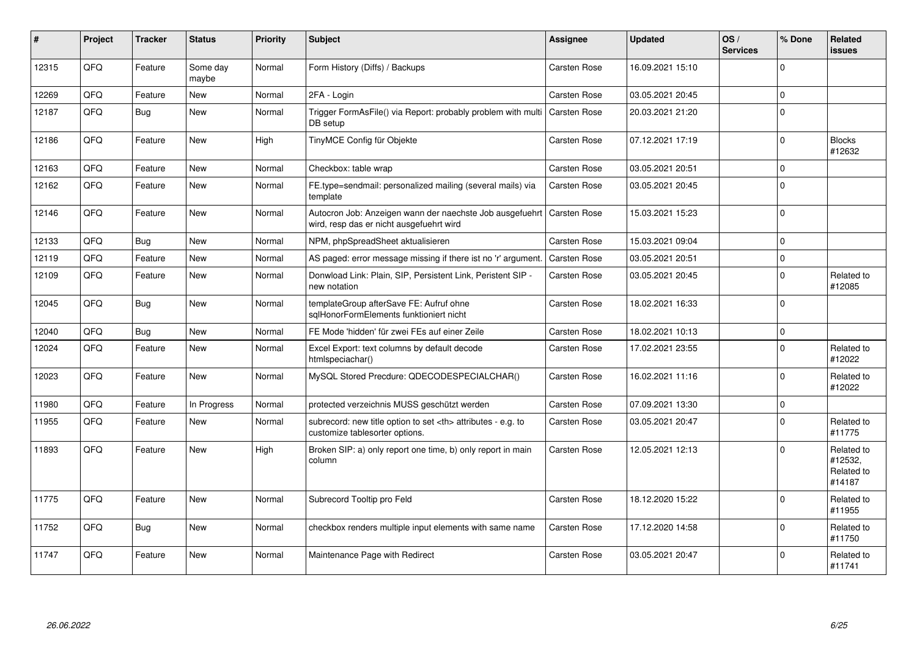| # | Project | Tracker | Status | Priority | Subject | Assignee | Updated | OS / Services | % Done | Related issues |
|---|---|---|---|---|---|---|---|---|---|---|
| 12315 | QFQ | Feature | Some day maybe | Normal | Form History (Diffs) / Backups | Carsten Rose | 16.09.2021 15:10 | | 0 | |
| 12269 | QFQ | Feature | New | Normal | 2FA - Login | Carsten Rose | 03.05.2021 20:45 | | 0 | |
| 12187 | QFQ | Bug | New | Normal | Trigger FormAsFile() via Report: probably problem with multi DB setup | Carsten Rose | 20.03.2021 21:20 | | 0 | |
| 12186 | QFQ | Feature | New | High | TinyMCE Config für Objekte | Carsten Rose | 07.12.2021 17:19 | | 0 | Blocks #12632 |
| 12163 | QFQ | Feature | New | Normal | Checkbox: table wrap | Carsten Rose | 03.05.2021 20:51 | | 0 | |
| 12162 | QFQ | Feature | New | Normal | FE.type=sendmail: personalized mailing (several mails) via template | Carsten Rose | 03.05.2021 20:45 | | 0 | |
| 12146 | QFQ | Feature | New | Normal | Autocron Job: Anzeigen wann der naechste Job ausgefuehrt wird, resp das er nicht ausgefuehrt wird | Carsten Rose | 15.03.2021 15:23 | | 0 | |
| 12133 | QFQ | Bug | New | Normal | NPM, phpSpreadSheet aktualisieren | Carsten Rose | 15.03.2021 09:04 | | 0 | |
| 12119 | QFQ | Feature | New | Normal | AS paged: error message missing if there ist no 'r' argument. | Carsten Rose | 03.05.2021 20:51 | | 0 | |
| 12109 | QFQ | Feature | New | Normal | Donwload Link: Plain, SIP, Persistent Link, Peristent SIP - new notation | Carsten Rose | 03.05.2021 20:45 | | 0 | Related to #12085 |
| 12045 | QFQ | Bug | New | Normal | templateGroup afterSave FE: Aufruf ohne sqlHonorFormElements funktioniert nicht | Carsten Rose | 18.02.2021 16:33 | | 0 | |
| 12040 | QFQ | Bug | New | Normal | FE Mode 'hidden' für zwei FEs auf einer Zeile | Carsten Rose | 18.02.2021 10:13 | | 0 | |
| 12024 | QFQ | Feature | New | Normal | Excel Export: text columns by default decode htmlspeciachar() | Carsten Rose | 17.02.2021 23:55 | | 0 | Related to #12022 |
| 12023 | QFQ | Feature | New | Normal | MySQL Stored Precdure: QDECODESPECIALCHAR() | Carsten Rose | 16.02.2021 11:16 | | 0 | Related to #12022 |
| 11980 | QFQ | Feature | In Progress | Normal | protected verzeichnis MUSS geschützt werden | Carsten Rose | 07.09.2021 13:30 | | 0 | |
| 11955 | QFQ | Feature | New | Normal | subrecord: new title option to set <th> attributes - e.g. to customize tablesorter options. | Carsten Rose | 03.05.2021 20:47 | | 0 | Related to #11775 |
| 11893 | QFQ | Feature | New | High | Broken SIP: a) only report one time, b) only report in main column | Carsten Rose | 12.05.2021 12:13 | | 0 | Related to #12532, Related to #14187 |
| 11775 | QFQ | Feature | New | Normal | Subrecord Tooltip pro Feld | Carsten Rose | 18.12.2020 15:22 | | 0 | Related to #11955 |
| 11752 | QFQ | Bug | New | Normal | checkbox renders multiple input elements with same name | Carsten Rose | 17.12.2020 14:58 | | 0 | Related to #11750 |
| 11747 | QFQ | Feature | New | Normal | Maintenance Page with Redirect | Carsten Rose | 03.05.2021 20:47 | | 0 | Related to #11741 |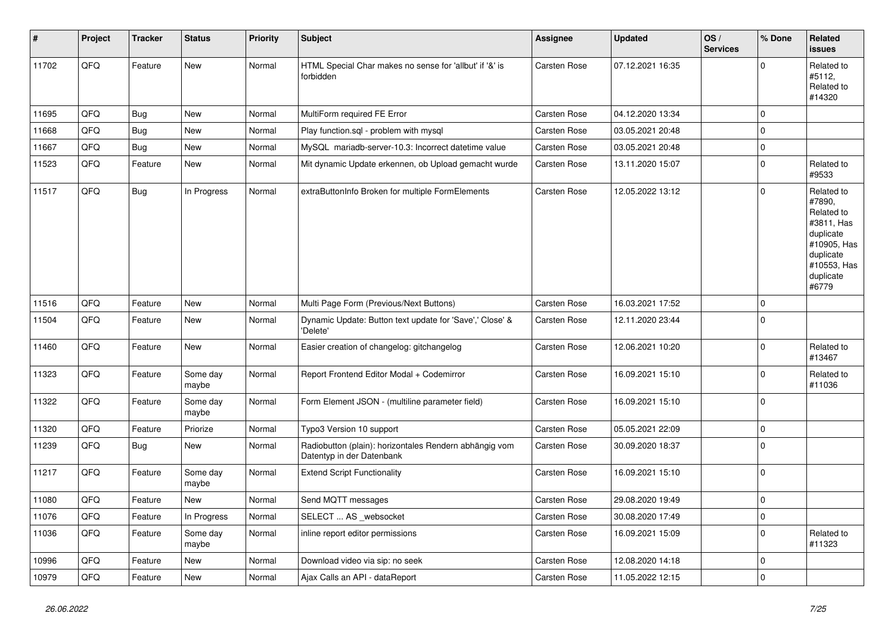| # | Project | Tracker | Status | Priority | Subject | Assignee | Updated | OS / Services | % Done | Related issues |
|---|---|---|---|---|---|---|---|---|---|---|
| 11702 | QFQ | Feature | New | Normal | HTML Special Char makes no sense for 'allbut' if '&' is forbidden | Carsten Rose | 07.12.2021 16:35 | | 0 | Related to #5112, Related to #14320 |
| 11695 | QFQ | Bug | New | Normal | MultiForm required FE Error | Carsten Rose | 04.12.2020 13:34 | | 0 | |
| 11668 | QFQ | Bug | New | Normal | Play function.sql - problem with mysql | Carsten Rose | 03.05.2021 20:48 | | 0 | |
| 11667 | QFQ | Bug | New | Normal | MySQL mariadb-server-10.3: Incorrect datetime value | Carsten Rose | 03.05.2021 20:48 | | 0 | |
| 11523 | QFQ | Feature | New | Normal | Mit dynamic Update erkennen, ob Upload gemacht wurde | Carsten Rose | 13.11.2020 15:07 | | 0 | Related to #9533 |
| 11517 | QFQ | Bug | In Progress | Normal | extraButtonInfo Broken for multiple FormElements | Carsten Rose | 12.05.2022 13:12 | | 0 | Related to #7890, Related to #3811, Has duplicate #10905, Has duplicate #10553, Has duplicate #6779 |
| 11516 | QFQ | Feature | New | Normal | Multi Page Form (Previous/Next Buttons) | Carsten Rose | 16.03.2021 17:52 | | 0 | |
| 11504 | QFQ | Feature | New | Normal | Dynamic Update: Button text update for 'Save',' Close' & 'Delete' | Carsten Rose | 12.11.2020 23:44 | | 0 | |
| 11460 | QFQ | Feature | New | Normal | Easier creation of changelog: gitchangelog | Carsten Rose | 12.06.2021 10:20 | | 0 | Related to #13467 |
| 11323 | QFQ | Feature | Some day maybe | Normal | Report Frontend Editor Modal + Codemirror | Carsten Rose | 16.09.2021 15:10 | | 0 | Related to #11036 |
| 11322 | QFQ | Feature | Some day maybe | Normal | Form Element JSON - (multiline parameter field) | Carsten Rose | 16.09.2021 15:10 | | 0 | |
| 11320 | QFQ | Feature | Priorize | Normal | Typo3 Version 10 support | Carsten Rose | 05.05.2021 22:09 | | 0 | |
| 11239 | QFQ | Bug | New | Normal | Radiobutton (plain): horizontales Rendern abhängig vom Datentyp in der Datenbank | Carsten Rose | 30.09.2020 18:37 | | 0 | |
| 11217 | QFQ | Feature | Some day maybe | Normal | Extend Script Functionality | Carsten Rose | 16.09.2021 15:10 | | 0 | |
| 11080 | QFQ | Feature | New | Normal | Send MQTT messages | Carsten Rose | 29.08.2020 19:49 | | 0 | |
| 11076 | QFQ | Feature | In Progress | Normal | SELECT ... AS _websocket | Carsten Rose | 30.08.2020 17:49 | | 0 | |
| 11036 | QFQ | Feature | Some day maybe | Normal | inline report editor permissions | Carsten Rose | 16.09.2021 15:09 | | 0 | Related to #11323 |
| 10996 | QFQ | Feature | New | Normal | Download video via sip: no seek | Carsten Rose | 12.08.2020 14:18 | | 0 | |
| 10979 | QFQ | Feature | New | Normal | Ajax Calls an API - dataReport | Carsten Rose | 11.05.2022 12:15 | | 0 | |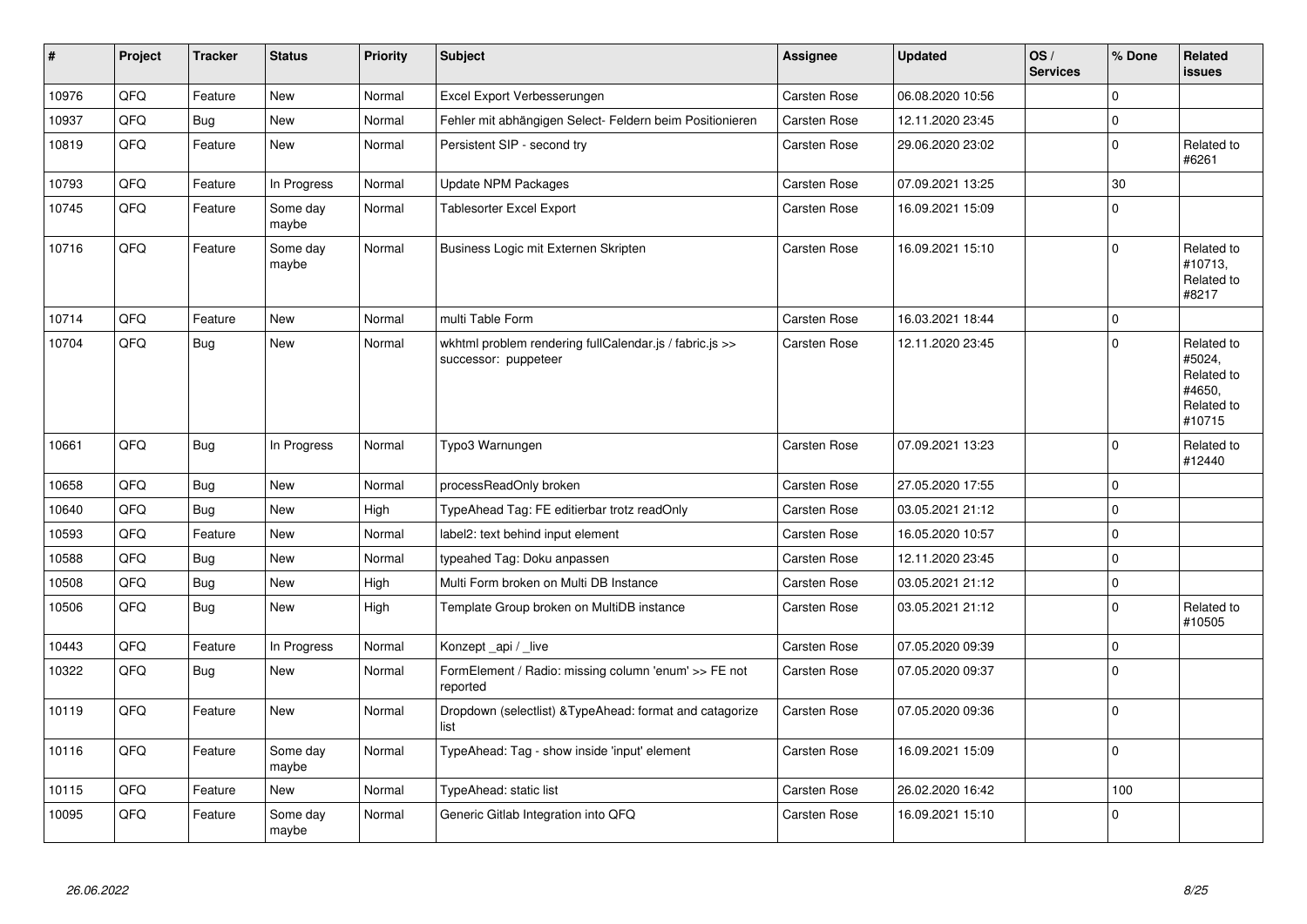| # | Project | Tracker | Status | Priority | Subject | Assignee | Updated | OS / Services | % Done | Related issues |
|---|---|---|---|---|---|---|---|---|---|---|
| 10976 | QFQ | Feature | New | Normal | Excel Export Verbesserungen | Carsten Rose | 06.08.2020 10:56 | | 0 | |
| 10937 | QFQ | Bug | New | Normal | Fehler mit abhängigen Select- Feldern beim Positionieren | Carsten Rose | 12.11.2020 23:45 | | 0 | |
| 10819 | QFQ | Feature | New | Normal | Persistent SIP - second try | Carsten Rose | 29.06.2020 23:02 | | 0 | Related to #6261 |
| 10793 | QFQ | Feature | In Progress | Normal | Update NPM Packages | Carsten Rose | 07.09.2021 13:25 | | 30 | |
| 10745 | QFQ | Feature | Some day maybe | Normal | Tablesorter Excel Export | Carsten Rose | 16.09.2021 15:09 | | 0 | |
| 10716 | QFQ | Feature | Some day maybe | Normal | Business Logic mit Externen Skripten | Carsten Rose | 16.09.2021 15:10 | | 0 | Related to #10713, Related to #8217 |
| 10714 | QFQ | Feature | New | Normal | multi Table Form | Carsten Rose | 16.03.2021 18:44 | | 0 | |
| 10704 | QFQ | Bug | New | Normal | wkhtml problem rendering fullCalendar.js / fabric.js >> successor: puppeteer | Carsten Rose | 12.11.2020 23:45 | | 0 | Related to #5024, Related to #4650, Related to #10715 |
| 10661 | QFQ | Bug | In Progress | Normal | Typo3 Warnungen | Carsten Rose | 07.09.2021 13:23 | | 0 | Related to #12440 |
| 10658 | QFQ | Bug | New | Normal | processReadOnly broken | Carsten Rose | 27.05.2020 17:55 | | 0 | |
| 10640 | QFQ | Bug | New | High | TypeAhead Tag: FE editierbar trotz readOnly | Carsten Rose | 03.05.2021 21:12 | | 0 | |
| 10593 | QFQ | Feature | New | Normal | label2: text behind input element | Carsten Rose | 16.05.2020 10:57 | | 0 | |
| 10588 | QFQ | Bug | New | Normal | typeahed Tag: Doku anpassen | Carsten Rose | 12.11.2020 23:45 | | 0 | |
| 10508 | QFQ | Bug | New | High | Multi Form broken on Multi DB Instance | Carsten Rose | 03.05.2021 21:12 | | 0 | |
| 10506 | QFQ | Bug | New | High | Template Group broken on MultiDB instance | Carsten Rose | 03.05.2021 21:12 | | 0 | Related to #10505 |
| 10443 | QFQ | Feature | In Progress | Normal | Konzept _api / _live | Carsten Rose | 07.05.2020 09:39 | | 0 | |
| 10322 | QFQ | Bug | New | Normal | FormElement / Radio: missing column 'enum' >> FE not reported | Carsten Rose | 07.05.2020 09:37 | | 0 | |
| 10119 | QFQ | Feature | New | Normal | Dropdown (selectlist) &TypeAhead: format and catagorize list | Carsten Rose | 07.05.2020 09:36 | | 0 | |
| 10116 | QFQ | Feature | Some day maybe | Normal | TypeAhead: Tag - show inside 'input' element | Carsten Rose | 16.09.2021 15:09 | | 0 | |
| 10115 | QFQ | Feature | New | Normal | TypeAhead: static list | Carsten Rose | 26.02.2020 16:42 | | 100 | |
| 10095 | QFQ | Feature | Some day maybe | Normal | Generic Gitlab Integration into QFQ | Carsten Rose | 16.09.2021 15:10 | | 0 | |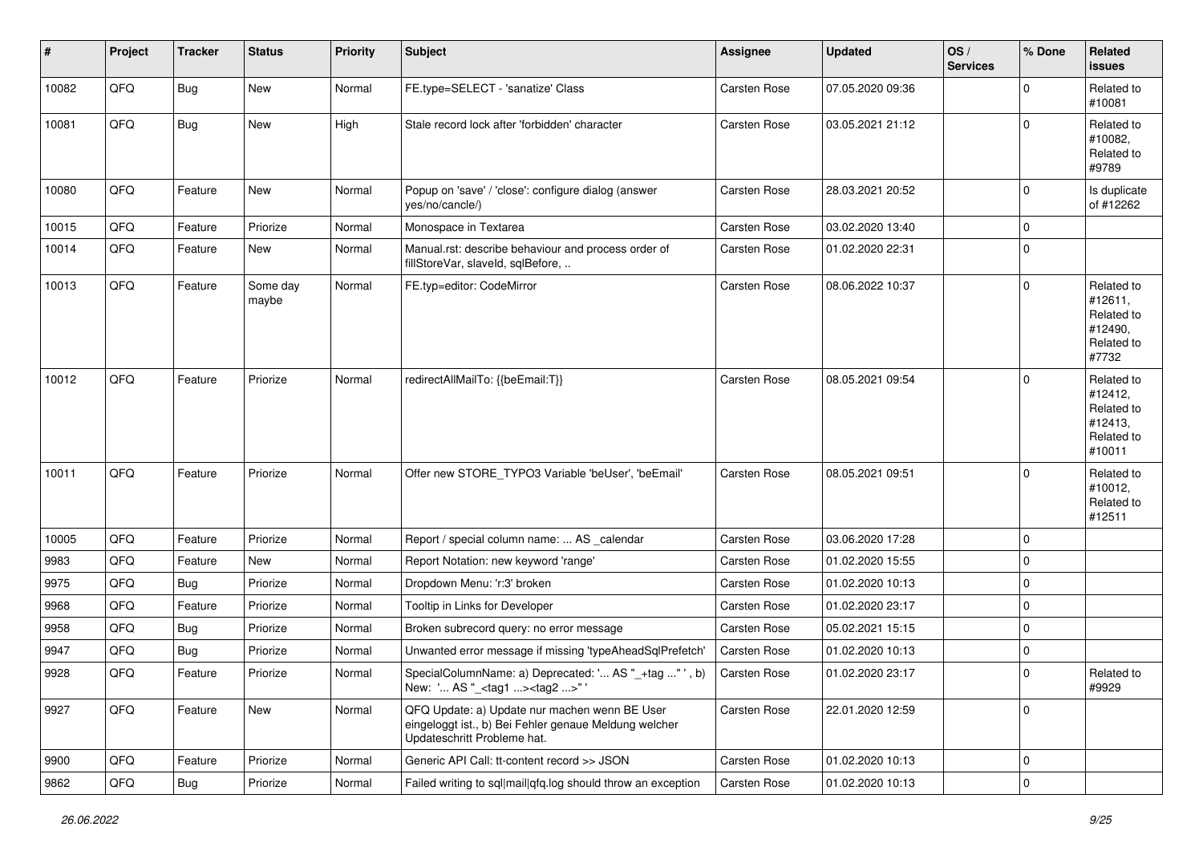| # | Project | Tracker | Status | Priority | Subject | Assignee | Updated | OS / Services | % Done | Related issues |
|---|---|---|---|---|---|---|---|---|---|---|
| 10082 | QFQ | Bug | New | Normal | FE.type=SELECT - 'sanatize' Class | Carsten Rose | 07.05.2020 09:36 | | 0 | Related to #10081 |
| 10081 | QFQ | Bug | New | High | Stale record lock after 'forbidden' character | Carsten Rose | 03.05.2021 21:12 | | 0 | Related to #10082, Related to #9789 |
| 10080 | QFQ | Feature | New | Normal | Popup on 'save' / 'close': configure dialog (answer yes/no/cancle/) | Carsten Rose | 28.03.2021 20:52 | | 0 | Is duplicate of #12262 |
| 10015 | QFQ | Feature | Priorize | Normal | Monospace in Textarea | Carsten Rose | 03.02.2020 13:40 | | 0 | |
| 10014 | QFQ | Feature | New | Normal | Manual.rst: describe behaviour and process order of fillStoreVar, slaveId, sqlBefore, .. | Carsten Rose | 01.02.2020 22:31 | | 0 | |
| 10013 | QFQ | Feature | Some day maybe | Normal | FE.typ=editor: CodeMirror | Carsten Rose | 08.06.2022 10:37 | | 0 | Related to #12611, Related to #12490, Related to #7732 |
| 10012 | QFQ | Feature | Priorize | Normal | redirectAllMailTo: {{beEmail:T}} | Carsten Rose | 08.05.2021 09:54 | | 0 | Related to #12412, Related to #12413, Related to #10011 |
| 10011 | QFQ | Feature | Priorize | Normal | Offer new STORE_TYPO3 Variable 'beUser', 'beEmail' | Carsten Rose | 08.05.2021 09:51 | | 0 | Related to #10012, Related to #12511 |
| 10005 | QFQ | Feature | Priorize | Normal | Report / special column name: ... AS _calendar | Carsten Rose | 03.06.2020 17:28 | | 0 | |
| 9983 | QFQ | Feature | New | Normal | Report Notation: new keyword 'range' | Carsten Rose | 01.02.2020 15:55 | | 0 | |
| 9975 | QFQ | Bug | Priorize | Normal | Dropdown Menu: 'r:3' broken | Carsten Rose | 01.02.2020 10:13 | | 0 | |
| 9968 | QFQ | Feature | Priorize | Normal | Tooltip in Links for Developer | Carsten Rose | 01.02.2020 23:17 | | 0 | |
| 9958 | QFQ | Bug | Priorize | Normal | Broken subrecord query: no error message | Carsten Rose | 05.02.2021 15:15 | | 0 | |
| 9947 | QFQ | Bug | Priorize | Normal | Unwanted error message if missing 'typeAheadSqlPrefetch' | Carsten Rose | 01.02.2020 10:13 | | 0 | |
| 9928 | QFQ | Feature | Priorize | Normal | SpecialColumnName: a) Deprecated: '... AS "_+tag ..." ', b) New: '... AS "_<tag1 ...><tag2 ...>" ' | Carsten Rose | 01.02.2020 23:17 | | 0 | Related to #9929 |
| 9927 | QFQ | Feature | New | Normal | QFQ Update: a) Update nur machen wenn BE User eingeloggt ist., b) Bei Fehler genaue Meldung welcher Updateschritt Probleme hat. | Carsten Rose | 22.01.2020 12:59 | | 0 | |
| 9900 | QFQ | Feature | Priorize | Normal | Generic API Call: tt-content record >> JSON | Carsten Rose | 01.02.2020 10:13 | | 0 | |
| 9862 | QFQ | Bug | Priorize | Normal | Failed writing to sql\|mail\|qfq.log should throw an exception | Carsten Rose | 01.02.2020 10:13 | | 0 | |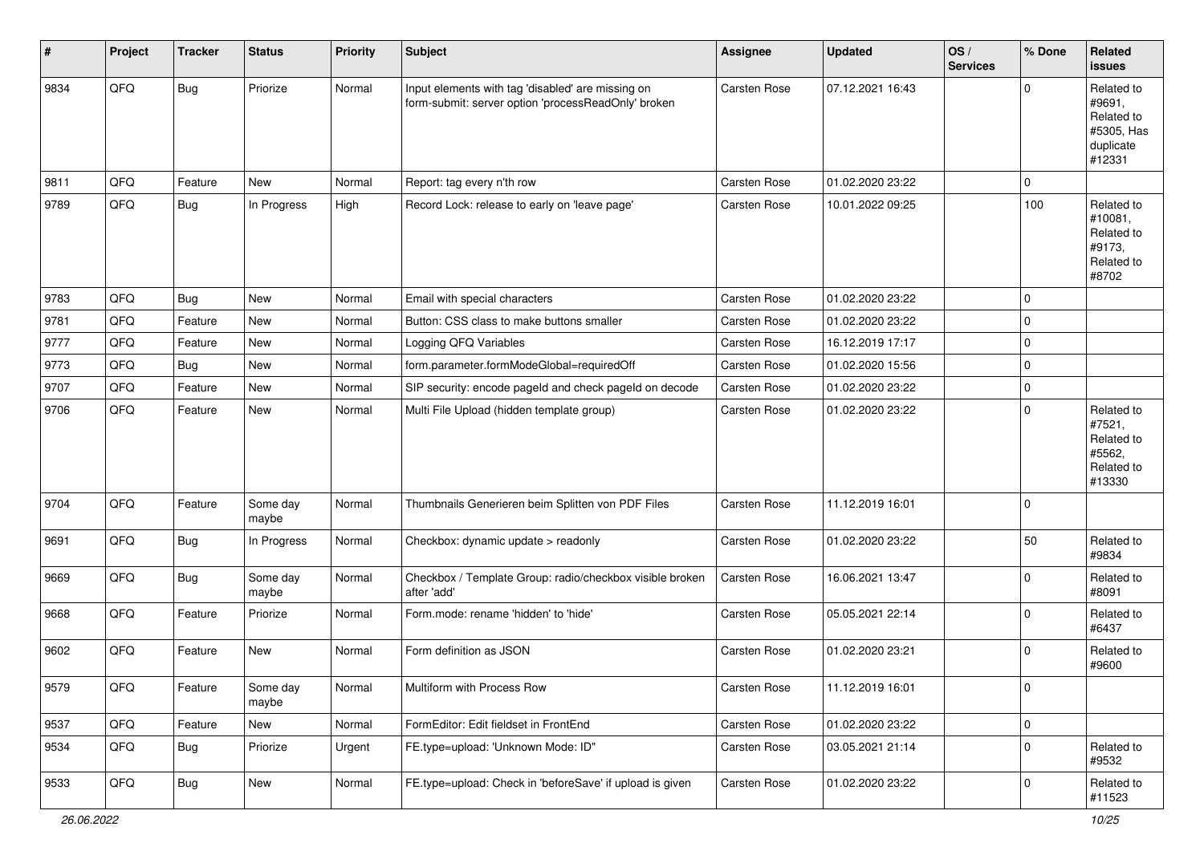| # | Project | Tracker | Status | Priority | Subject | Assignee | Updated | OS / Services | % Done | Related issues |
|---|---|---|---|---|---|---|---|---|---|---|
| 9834 | QFQ | Bug | Priorize | Normal | Input elements with tag 'disabled' are missing on form-submit: server option 'processReadOnly' broken | Carsten Rose | 07.12.2021 16:43 | | 0 | Related to #9691, Related to #5305, Has duplicate #12331 |
| 9811 | QFQ | Feature | New | Normal | Report: tag every n'th row | Carsten Rose | 01.02.2020 23:22 | | 0 | |
| 9789 | QFQ | Bug | In Progress | High | Record Lock: release to early on 'leave page' | Carsten Rose | 10.01.2022 09:25 | | 100 | Related to #10081, Related to #9173, Related to #8702 |
| 9783 | QFQ | Bug | New | Normal | Email with special characters | Carsten Rose | 01.02.2020 23:22 | | 0 | |
| 9781 | QFQ | Feature | New | Normal | Button: CSS class to make buttons smaller | Carsten Rose | 01.02.2020 23:22 | | 0 | |
| 9777 | QFQ | Feature | New | Normal | Logging QFQ Variables | Carsten Rose | 16.12.2019 17:17 | | 0 | |
| 9773 | QFQ | Bug | New | Normal | form.parameter.formModeGlobal=requiredOff | Carsten Rose | 01.02.2020 15:56 | | 0 | |
| 9707 | QFQ | Feature | New | Normal | SIP security: encode pageId and check pageId on decode | Carsten Rose | 01.02.2020 23:22 | | 0 | |
| 9706 | QFQ | Feature | New | Normal | Multi File Upload (hidden template group) | Carsten Rose | 01.02.2020 23:22 | | 0 | Related to #7521, Related to #5562, Related to #13330 |
| 9704 | QFQ | Feature | Some day maybe | Normal | Thumbnails Generieren beim Splitten von PDF Files | Carsten Rose | 11.12.2019 16:01 | | 0 | |
| 9691 | QFQ | Bug | In Progress | Normal | Checkbox: dynamic update > readonly | Carsten Rose | 01.02.2020 23:22 | | 50 | Related to #9834 |
| 9669 | QFQ | Bug | Some day maybe | Normal | Checkbox / Template Group: radio/checkbox visible broken after 'add' | Carsten Rose | 16.06.2021 13:47 | | 0 | Related to #8091 |
| 9668 | QFQ | Feature | Priorize | Normal | Form.mode: rename 'hidden' to 'hide' | Carsten Rose | 05.05.2021 22:14 | | 0 | Related to #6437 |
| 9602 | QFQ | Feature | New | Normal | Form definition as JSON | Carsten Rose | 01.02.2020 23:21 | | 0 | Related to #9600 |
| 9579 | QFQ | Feature | Some day maybe | Normal | Multiform with Process Row | Carsten Rose | 11.12.2019 16:01 | | 0 | |
| 9537 | QFQ | Feature | New | Normal | FormEditor: Edit fieldset in FrontEnd | Carsten Rose | 01.02.2020 23:22 | | 0 | |
| 9534 | QFQ | Bug | Priorize | Urgent | FE.type=upload: 'Unknown Mode: ID" | Carsten Rose | 03.05.2021 21:14 | | 0 | Related to #9532 |
| 9533 | QFQ | Bug | New | Normal | FE.type=upload: Check in 'beforeSave' if upload is given | Carsten Rose | 01.02.2020 23:22 | | 0 | Related to #11523 |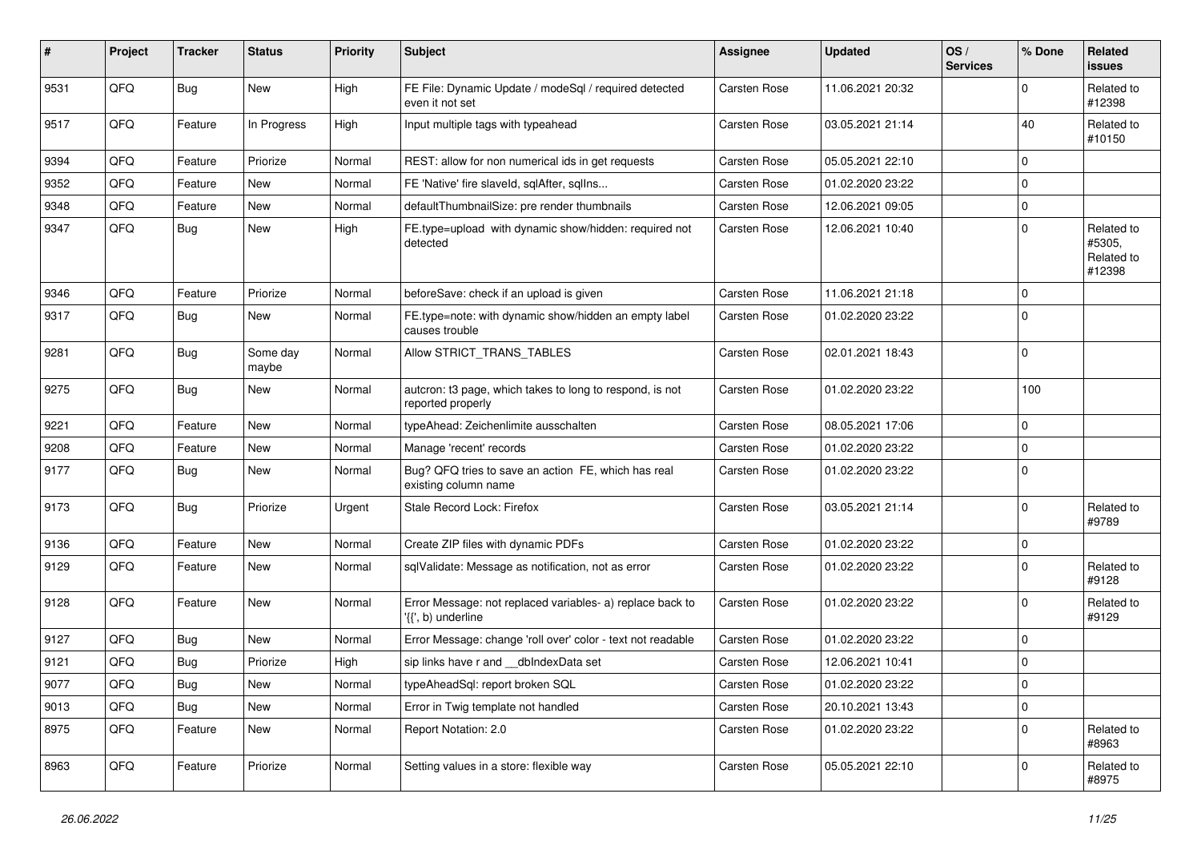| # | Project | Tracker | Status | Priority | Subject | Assignee | Updated | OS / Services | % Done | Related issues |
|---|---|---|---|---|---|---|---|---|---|---|
| 9531 | QFQ | Bug | New | High | FE File: Dynamic Update / modeSql / required detected even it not set | Carsten Rose | 11.06.2021 20:32 | | 0 | Related to #12398 |
| 9517 | QFQ | Feature | In Progress | High | Input multiple tags with typeahead | Carsten Rose | 03.05.2021 21:14 | | 40 | Related to #10150 |
| 9394 | QFQ | Feature | Priorize | Normal | REST: allow for non numerical ids in get requests | Carsten Rose | 05.05.2021 22:10 | | 0 | |
| 9352 | QFQ | Feature | New | Normal | FE 'Native' fire slaveId, sqlAfter, sqlIns... | Carsten Rose | 01.02.2020 23:22 | | 0 | |
| 9348 | QFQ | Feature | New | Normal | defaultThumbnailSize: pre render thumbnails | Carsten Rose | 12.06.2021 09:05 | | 0 | |
| 9347 | QFQ | Bug | New | High | FE.type=upload with dynamic show/hidden: required not detected | Carsten Rose | 12.06.2021 10:40 | | 0 | Related to #5305, Related to #12398 |
| 9346 | QFQ | Feature | Priorize | Normal | beforeSave: check if an upload is given | Carsten Rose | 11.06.2021 21:18 | | 0 | |
| 9317 | QFQ | Bug | New | Normal | FE.type=note: with dynamic show/hidden an empty label causes trouble | Carsten Rose | 01.02.2020 23:22 | | 0 | |
| 9281 | QFQ | Bug | Some day maybe | Normal | Allow STRICT_TRANS_TABLES | Carsten Rose | 02.01.2021 18:43 | | 0 | |
| 9275 | QFQ | Bug | New | Normal | autcron: t3 page, which takes to long to respond, is not reported properly | Carsten Rose | 01.02.2020 23:22 | | 100 | |
| 9221 | QFQ | Feature | New | Normal | typeAhead: Zeichenlimite ausschalten | Carsten Rose | 08.05.2021 17:06 | | 0 | |
| 9208 | QFQ | Feature | New | Normal | Manage 'recent' records | Carsten Rose | 01.02.2020 23:22 | | 0 | |
| 9177 | QFQ | Bug | New | Normal | Bug? QFQ tries to save an action FE, which has real existing column name | Carsten Rose | 01.02.2020 23:22 | | 0 | |
| 9173 | QFQ | Bug | Priorize | Urgent | Stale Record Lock: Firefox | Carsten Rose | 03.05.2021 21:14 | | 0 | Related to #9789 |
| 9136 | QFQ | Feature | New | Normal | Create ZIP files with dynamic PDFs | Carsten Rose | 01.02.2020 23:22 | | 0 | |
| 9129 | QFQ | Feature | New | Normal | sqlValidate: Message as notification, not as error | Carsten Rose | 01.02.2020 23:22 | | 0 | Related to #9128 |
| 9128 | QFQ | Feature | New | Normal | Error Message: not replaced variables- a) replace back to '{{', b) underline | Carsten Rose | 01.02.2020 23:22 | | 0 | Related to #9129 |
| 9127 | QFQ | Bug | New | Normal | Error Message: change 'roll over' color - text not readable | Carsten Rose | 01.02.2020 23:22 | | 0 | |
| 9121 | QFQ | Bug | Priorize | High | sip links have r and __dbIndexData set | Carsten Rose | 12.06.2021 10:41 | | 0 | |
| 9077 | QFQ | Bug | New | Normal | typeAheadSql: report broken SQL | Carsten Rose | 01.02.2020 23:22 | | 0 | |
| 9013 | QFQ | Bug | New | Normal | Error in Twig template not handled | Carsten Rose | 20.10.2021 13:43 | | 0 | |
| 8975 | QFQ | Feature | New | Normal | Report Notation: 2.0 | Carsten Rose | 01.02.2020 23:22 | | 0 | Related to #8963 |
| 8963 | QFQ | Feature | Priorize | Normal | Setting values in a store: flexible way | Carsten Rose | 05.05.2021 22:10 | | 0 | Related to #8975 |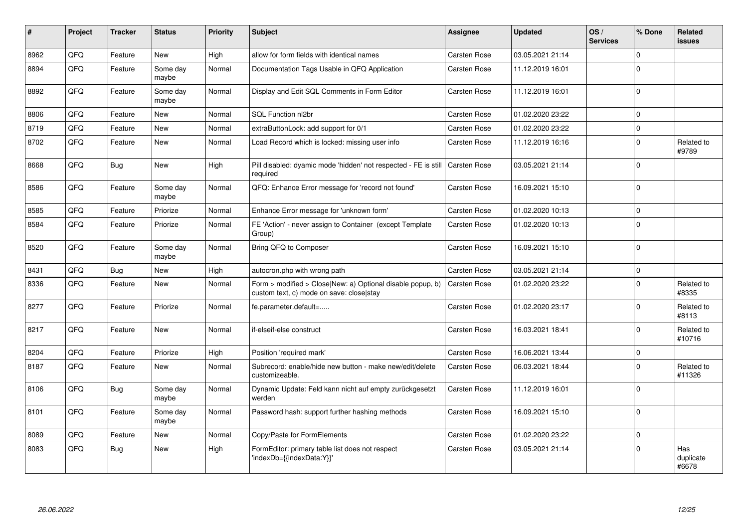| # | Project | Tracker | Status | Priority | Subject | Assignee | Updated | OS / Services | % Done | Related issues |
|---|---|---|---|---|---|---|---|---|---|---|
| 8962 | QFQ | Feature | New | High | allow for form fields with identical names | Carsten Rose | 03.05.2021 21:14 | | 0 | |
| 8894 | QFQ | Feature | Some day maybe | Normal | Documentation Tags Usable in QFQ Application | Carsten Rose | 11.12.2019 16:01 | | 0 | |
| 8892 | QFQ | Feature | Some day maybe | Normal | Display and Edit SQL Comments in Form Editor | Carsten Rose | 11.12.2019 16:01 | | 0 | |
| 8806 | QFQ | Feature | New | Normal | SQL Function nl2br | Carsten Rose | 01.02.2020 23:22 | | 0 | |
| 8719 | QFQ | Feature | New | Normal | extraButtonLock: add support for 0/1 | Carsten Rose | 01.02.2020 23:22 | | 0 | |
| 8702 | QFQ | Feature | New | Normal | Load Record which is locked: missing user info | Carsten Rose | 11.12.2019 16:16 | | 0 | Related to #9789 |
| 8668 | QFQ | Bug | New | High | Pill disabled: dyamic mode 'hidden' not respected - FE is still required | Carsten Rose | 03.05.2021 21:14 | | 0 | |
| 8586 | QFQ | Feature | Some day maybe | Normal | QFQ: Enhance Error message for 'record not found' | Carsten Rose | 16.09.2021 15:10 | | 0 | |
| 8585 | QFQ | Feature | Priorize | Normal | Enhance Error message for 'unknown form' | Carsten Rose | 01.02.2020 10:13 | | 0 | |
| 8584 | QFQ | Feature | Priorize | Normal | FE 'Action' - never assign to Container (except Template Group) | Carsten Rose | 01.02.2020 10:13 | | 0 | |
| 8520 | QFQ | Feature | Some day maybe | Normal | Bring QFQ to Composer | Carsten Rose | 16.09.2021 15:10 | | 0 | |
| 8431 | QFQ | Bug | New | High | autocron.php with wrong path | Carsten Rose | 03.05.2021 21:14 | | 0 | |
| 8336 | QFQ | Feature | New | Normal | Form > modified > Close\|New: a) Optional disable popup, b) custom text, c) mode on save: close\|stay | Carsten Rose | 01.02.2020 23:22 | | 0 | Related to #8335 |
| 8277 | QFQ | Feature | Priorize | Normal | fe.parameter.default=..... | Carsten Rose | 01.02.2020 23:17 | | 0 | Related to #8113 |
| 8217 | QFQ | Feature | New | Normal | if-elseif-else construct | Carsten Rose | 16.03.2021 18:41 | | 0 | Related to #10716 |
| 8204 | QFQ | Feature | Priorize | High | Position 'required mark' | Carsten Rose | 16.06.2021 13:44 | | 0 | |
| 8187 | QFQ | Feature | New | Normal | Subrecord: enable/hide new button - make new/edit/delete customizeable. | Carsten Rose | 06.03.2021 18:44 | | 0 | Related to #11326 |
| 8106 | QFQ | Bug | Some day maybe | Normal | Dynamic Update: Feld kann nicht auf empty zurückgesetzt werden | Carsten Rose | 11.12.2019 16:01 | | 0 | |
| 8101 | QFQ | Feature | Some day maybe | Normal | Password hash: support further hashing methods | Carsten Rose | 16.09.2021 15:10 | | 0 | |
| 8089 | QFQ | Feature | New | Normal | Copy/Paste for FormElements | Carsten Rose | 01.02.2020 23:22 | | 0 | |
| 8083 | QFQ | Bug | New | High | FormEditor: primary table list does not respect 'indexDb={{indexData:Y}}' | Carsten Rose | 03.05.2021 21:14 | | 0 | Has duplicate #6678 |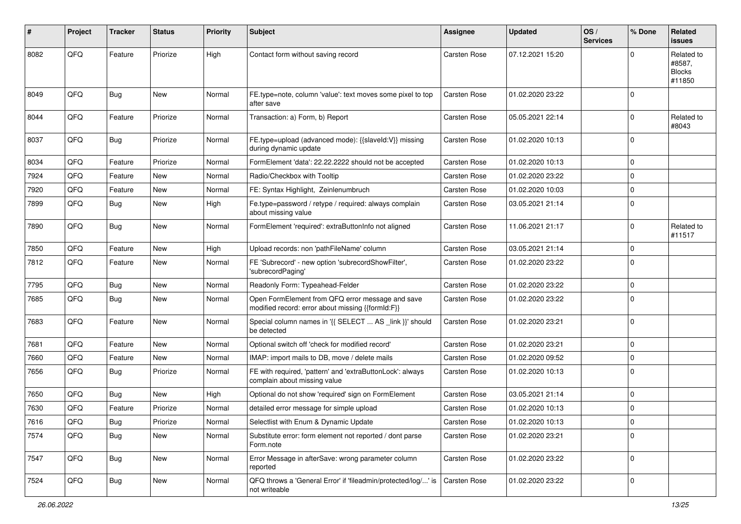| # | Project | Tracker | Status | Priority | Subject | Assignee | Updated | OS / Services | % Done | Related issues |
|---|---|---|---|---|---|---|---|---|---|---|
| 8082 | QFQ | Feature | Priorize | High | Contact form without saving record | Carsten Rose | 07.12.2021 15:20 | | 0 | Related to #8587, Blocks #11850 |
| 8049 | QFQ | Bug | New | Normal | FE.type=note, column 'value': text moves some pixel to top after save | Carsten Rose | 01.02.2020 23:22 | | 0 | |
| 8044 | QFQ | Feature | Priorize | Normal | Transaction: a) Form, b) Report | Carsten Rose | 05.05.2021 22:14 | | 0 | Related to #8043 |
| 8037 | QFQ | Bug | Priorize | Normal | FE.type=upload (advanced mode): {{slaveId:V}} missing during dynamic update | Carsten Rose | 01.02.2020 10:13 | | 0 | |
| 8034 | QFQ | Feature | Priorize | Normal | FormElement 'data': 22.22.2222 should not be accepted | Carsten Rose | 01.02.2020 10:13 | | 0 | |
| 7924 | QFQ | Feature | New | Normal | Radio/Checkbox with Tooltip | Carsten Rose | 01.02.2020 23:22 | | 0 | |
| 7920 | QFQ | Feature | New | Normal | FE: Syntax Highlight, Zeilenumbruch | Carsten Rose | 01.02.2020 10:03 | | 0 | |
| 7899 | QFQ | Bug | New | High | Fe.type=password / retype / required: always complain about missing value | Carsten Rose | 03.05.2021 21:14 | | 0 | |
| 7890 | QFQ | Bug | New | Normal | FormElement 'required': extraButtonInfo not aligned | Carsten Rose | 11.06.2021 21:17 | | 0 | Related to #11517 |
| 7850 | QFQ | Feature | New | High | Upload records: non 'pathFileName' column | Carsten Rose | 03.05.2021 21:14 | | 0 | |
| 7812 | QFQ | Feature | New | Normal | FE 'Subrecord' - new option 'subrecordShowFilter', 'subrecordPaging' | Carsten Rose | 01.02.2020 23:22 | | 0 | |
| 7795 | QFQ | Bug | New | Normal | Readonly Form: Typeahead-Felder | Carsten Rose | 01.02.2020 23:22 | | 0 | |
| 7685 | QFQ | Bug | New | Normal | Open FormElement from QFQ error message and save modified record: error about missing {{formId:F}} | Carsten Rose | 01.02.2020 23:22 | | 0 | |
| 7683 | QFQ | Feature | New | Normal | Special column names in '{{ SELECT ... AS _link }}' should be detected | Carsten Rose | 01.02.2020 23:21 | | 0 | |
| 7681 | QFQ | Feature | New | Normal | Optional switch off 'check for modified record' | Carsten Rose | 01.02.2020 23:21 | | 0 | |
| 7660 | QFQ | Feature | New | Normal | IMAP: import mails to DB, move / delete mails | Carsten Rose | 01.02.2020 09:52 | | 0 | |
| 7656 | QFQ | Bug | Priorize | Normal | FE with required, 'pattern' and 'extraButtonLock': always complain about missing value | Carsten Rose | 01.02.2020 10:13 | | 0 | |
| 7650 | QFQ | Bug | New | High | Optional do not show 'required' sign on FormElement | Carsten Rose | 03.05.2021 21:14 | | 0 | |
| 7630 | QFQ | Feature | Priorize | Normal | detailed error message for simple upload | Carsten Rose | 01.02.2020 10:13 | | 0 | |
| 7616 | QFQ | Bug | Priorize | Normal | Selectlist with Enum & Dynamic Update | Carsten Rose | 01.02.2020 10:13 | | 0 | |
| 7574 | QFQ | Bug | New | Normal | Substitute error: form element not reported / dont parse Form.note | Carsten Rose | 01.02.2020 23:21 | | 0 | |
| 7547 | QFQ | Bug | New | Normal | Error Message in afterSave: wrong parameter column reported | Carsten Rose | 01.02.2020 23:22 | | 0 | |
| 7524 | QFQ | Bug | New | Normal | QFQ throws a 'General Error' if 'fileadmin/protected/log/...' is not writeable | Carsten Rose | 01.02.2020 23:22 | | 0 | |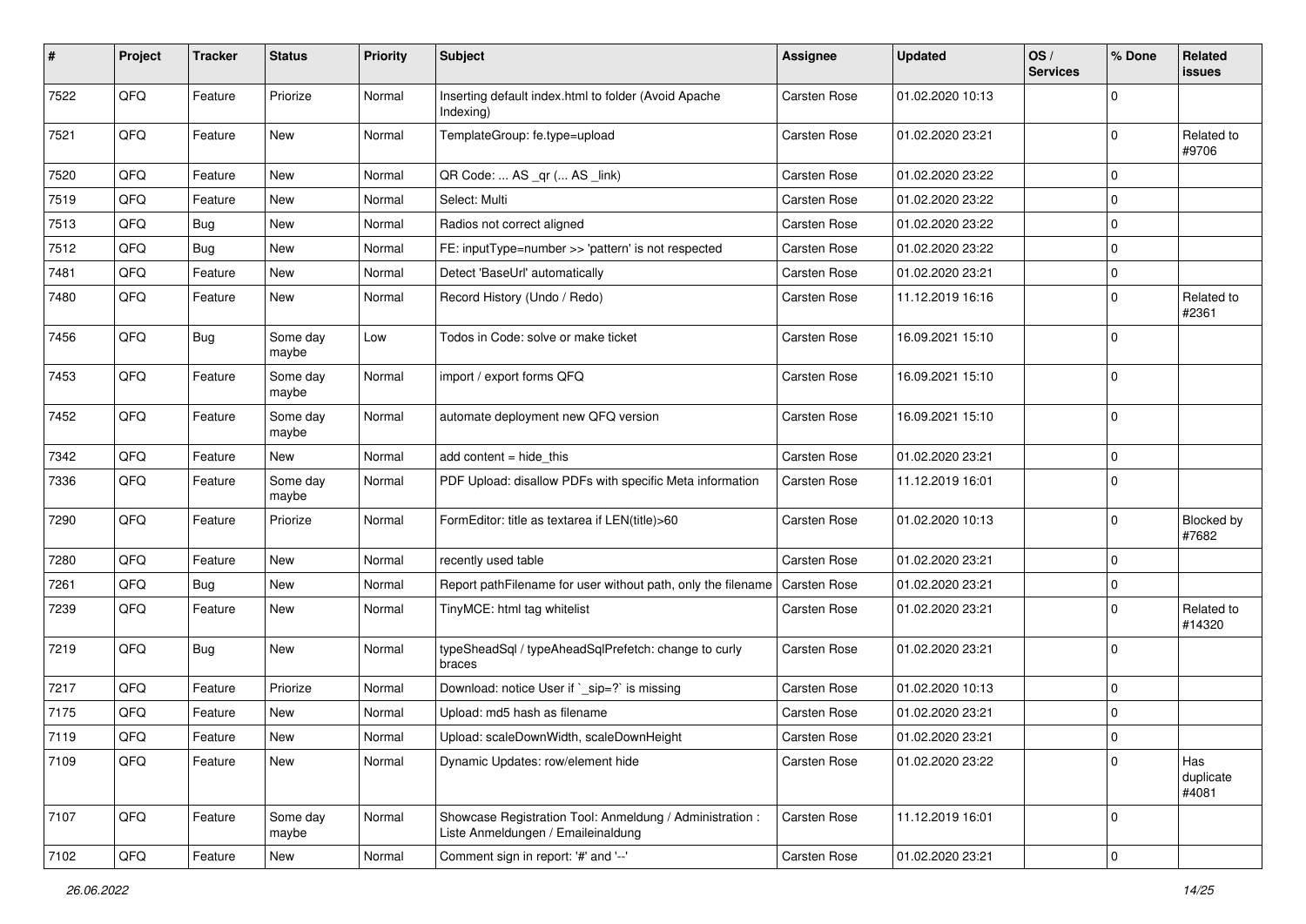| # | Project | Tracker | Status | Priority | Subject | Assignee | Updated | OS / Services | % Done | Related issues |
|---|---|---|---|---|---|---|---|---|---|---|
| 7522 | QFQ | Feature | Priorize | Normal | Inserting default index.html to folder (Avoid Apache Indexing) | Carsten Rose | 01.02.2020 10:13 | | 0 | |
| 7521 | QFQ | Feature | New | Normal | TemplateGroup: fe.type=upload | Carsten Rose | 01.02.2020 23:21 | | 0 | Related to #9706 |
| 7520 | QFQ | Feature | New | Normal | QR Code: ... AS _qr (... AS _link) | Carsten Rose | 01.02.2020 23:22 | | 0 | |
| 7519 | QFQ | Feature | New | Normal | Select: Multi | Carsten Rose | 01.02.2020 23:22 | | 0 | |
| 7513 | QFQ | Bug | New | Normal | Radios not correct aligned | Carsten Rose | 01.02.2020 23:22 | | 0 | |
| 7512 | QFQ | Bug | New | Normal | FE: inputType=number >> 'pattern' is not respected | Carsten Rose | 01.02.2020 23:22 | | 0 | |
| 7481 | QFQ | Feature | New | Normal | Detect 'BaseUrl' automatically | Carsten Rose | 01.02.2020 23:21 | | 0 | |
| 7480 | QFQ | Feature | New | Normal | Record History (Undo / Redo) | Carsten Rose | 11.12.2019 16:16 | | 0 | Related to #2361 |
| 7456 | QFQ | Bug | Some day maybe | Low | Todos in Code: solve or make ticket | Carsten Rose | 16.09.2021 15:10 | | 0 | |
| 7453 | QFQ | Feature | Some day maybe | Normal | import / export forms QFQ | Carsten Rose | 16.09.2021 15:10 | | 0 | |
| 7452 | QFQ | Feature | Some day maybe | Normal | automate deployment new QFQ version | Carsten Rose | 16.09.2021 15:10 | | 0 | |
| 7342 | QFQ | Feature | New | Normal | add content = hide_this | Carsten Rose | 01.02.2020 23:21 | | 0 | |
| 7336 | QFQ | Feature | Some day maybe | Normal | PDF Upload: disallow PDFs with specific Meta information | Carsten Rose | 11.12.2019 16:01 | | 0 | |
| 7290 | QFQ | Feature | Priorize | Normal | FormEditor: title as textarea if LEN(title)>60 | Carsten Rose | 01.02.2020 10:13 | | 0 | Blocked by #7682 |
| 7280 | QFQ | Feature | New | Normal | recently used table | Carsten Rose | 01.02.2020 23:21 | | 0 | |
| 7261 | QFQ | Bug | New | Normal | Report pathFilename for user without path, only the filename | Carsten Rose | 01.02.2020 23:21 | | 0 | |
| 7239 | QFQ | Feature | New | Normal | TinyMCE: html tag whitelist | Carsten Rose | 01.02.2020 23:21 | | 0 | Related to #14320 |
| 7219 | QFQ | Bug | New | Normal | typeSheadSql / typeAheadSqlPrefetch: change to curly braces | Carsten Rose | 01.02.2020 23:21 | | 0 | |
| 7217 | QFQ | Feature | Priorize | Normal | Download: notice User if `_sip=?` is missing | Carsten Rose | 01.02.2020 10:13 | | 0 | |
| 7175 | QFQ | Feature | New | Normal | Upload: md5 hash as filename | Carsten Rose | 01.02.2020 23:21 | | 0 | |
| 7119 | QFQ | Feature | New | Normal | Upload: scaleDownWidth, scaleDownHeight | Carsten Rose | 01.02.2020 23:21 | | 0 | |
| 7109 | QFQ | Feature | New | Normal | Dynamic Updates: row/element hide | Carsten Rose | 01.02.2020 23:22 | | 0 | Has duplicate #4081 |
| 7107 | QFQ | Feature | Some day maybe | Normal | Showcase Registration Tool: Anmeldung / Administration : Liste Anmeldungen / Emaileinaldung | Carsten Rose | 11.12.2019 16:01 | | 0 | |
| 7102 | QFQ | Feature | New | Normal | Comment sign in report: '#' and '--' | Carsten Rose | 01.02.2020 23:21 | | 0 | |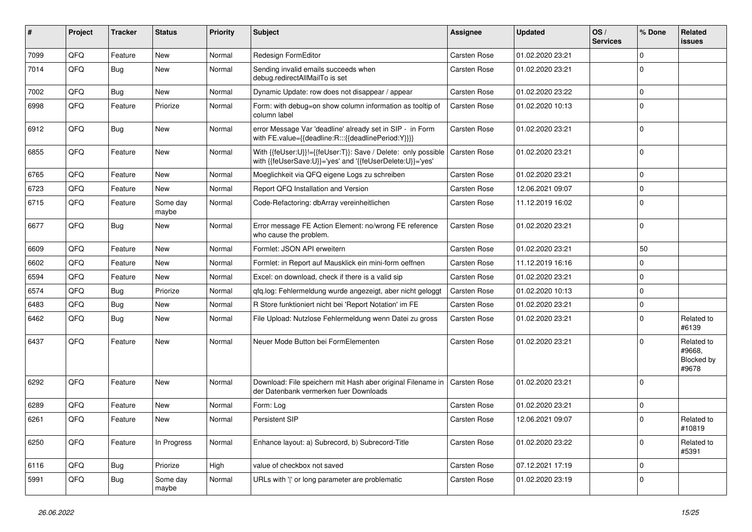| # | Project | Tracker | Status | Priority | Subject | Assignee | Updated | OS / Services | % Done | Related issues |
|---|---|---|---|---|---|---|---|---|---|---|
| 7099 | QFQ | Feature | New | Normal | Redesign FormEditor | Carsten Rose | 01.02.2020 23:21 | | 0 | |
| 7014 | QFQ | Bug | New | Normal | Sending invalid emails succeeds when debug.redirectAllMailTo is set | Carsten Rose | 01.02.2020 23:21 | | 0 | |
| 7002 | QFQ | Bug | New | Normal | Dynamic Update: row does not disappear / appear | Carsten Rose | 01.02.2020 23:22 | | 0 | |
| 6998 | QFQ | Feature | Priorize | Normal | Form: with debug=on show column information as tooltip of column label | Carsten Rose | 01.02.2020 10:13 | | 0 | |
| 6912 | QFQ | Bug | New | Normal | error Message Var 'deadline' already set in SIP - in Form with FE.value={{deadline:R:::{{deadlinePeriod:Y}}}} | Carsten Rose | 01.02.2020 23:21 | | 0 | |
| 6855 | QFQ | Feature | New | Normal | With {{feUser:U}}!={{feUser:T}}: Save / Delete: only possible with {{feUserSave:U}}='yes' and '{{feUserDelete:U}}='yes' | Carsten Rose | 01.02.2020 23:21 | | 0 | |
| 6765 | QFQ | Feature | New | Normal | Moeglichkeit via QFQ eigene Logs zu schreiben | Carsten Rose | 01.02.2020 23:21 | | 0 | |
| 6723 | QFQ | Feature | New | Normal | Report QFQ Installation and Version | Carsten Rose | 12.06.2021 09:07 | | 0 | |
| 6715 | QFQ | Feature | Some day maybe | Normal | Code-Refactoring: dbArray vereinheitlichen | Carsten Rose | 11.12.2019 16:02 | | 0 | |
| 6677 | QFQ | Bug | New | Normal | Error message FE Action Element: no/wrong FE reference who cause the problem. | Carsten Rose | 01.02.2020 23:21 | | 0 | |
| 6609 | QFQ | Feature | New | Normal | Formlet: JSON API erweitern | Carsten Rose | 01.02.2020 23:21 | | 50 | |
| 6602 | QFQ | Feature | New | Normal | Formlet: in Report auf Mausklick ein mini-form oeffnen | Carsten Rose | 11.12.2019 16:16 | | 0 | |
| 6594 | QFQ | Feature | New | Normal | Excel: on download, check if there is a valid sip | Carsten Rose | 01.02.2020 23:21 | | 0 | |
| 6574 | QFQ | Bug | Priorize | Normal | qfq.log: Fehlermeldung wurde angezeigt, aber nicht geloggt | Carsten Rose | 01.02.2020 10:13 | | 0 | |
| 6483 | QFQ | Bug | New | Normal | R Store funktioniert nicht bei 'Report Notation' im FE | Carsten Rose | 01.02.2020 23:21 | | 0 | |
| 6462 | QFQ | Bug | New | Normal | File Upload: Nutzlose Fehlermeldung wenn Datei zu gross | Carsten Rose | 01.02.2020 23:21 | | 0 | Related to #6139 |
| 6437 | QFQ | Feature | New | Normal | Neuer Mode Button bei FormElementen | Carsten Rose | 01.02.2020 23:21 | | 0 | Related to #9668, Blocked by #9678 |
| 6292 | QFQ | Feature | New | Normal | Download: File speichern mit Hash aber original Filename in der Datenbank vermerken fuer Downloads | Carsten Rose | 01.02.2020 23:21 | | 0 | |
| 6289 | QFQ | Feature | New | Normal | Form: Log | Carsten Rose | 01.02.2020 23:21 | | 0 | |
| 6261 | QFQ | Feature | New | Normal | Persistent SIP | Carsten Rose | 12.06.2021 09:07 | | 0 | Related to #10819 |
| 6250 | QFQ | Feature | In Progress | Normal | Enhance layout: a) Subrecord, b) Subrecord-Title | Carsten Rose | 01.02.2020 23:22 | | 0 | Related to #5391 |
| 6116 | QFQ | Bug | Priorize | High | value of checkbox not saved | Carsten Rose | 07.12.2021 17:19 | | 0 | |
| 5991 | QFQ | Bug | Some day maybe | Normal | URLs with ' ' or long parameter are problematic | Carsten Rose | 01.02.2020 23:19 | | 0 | |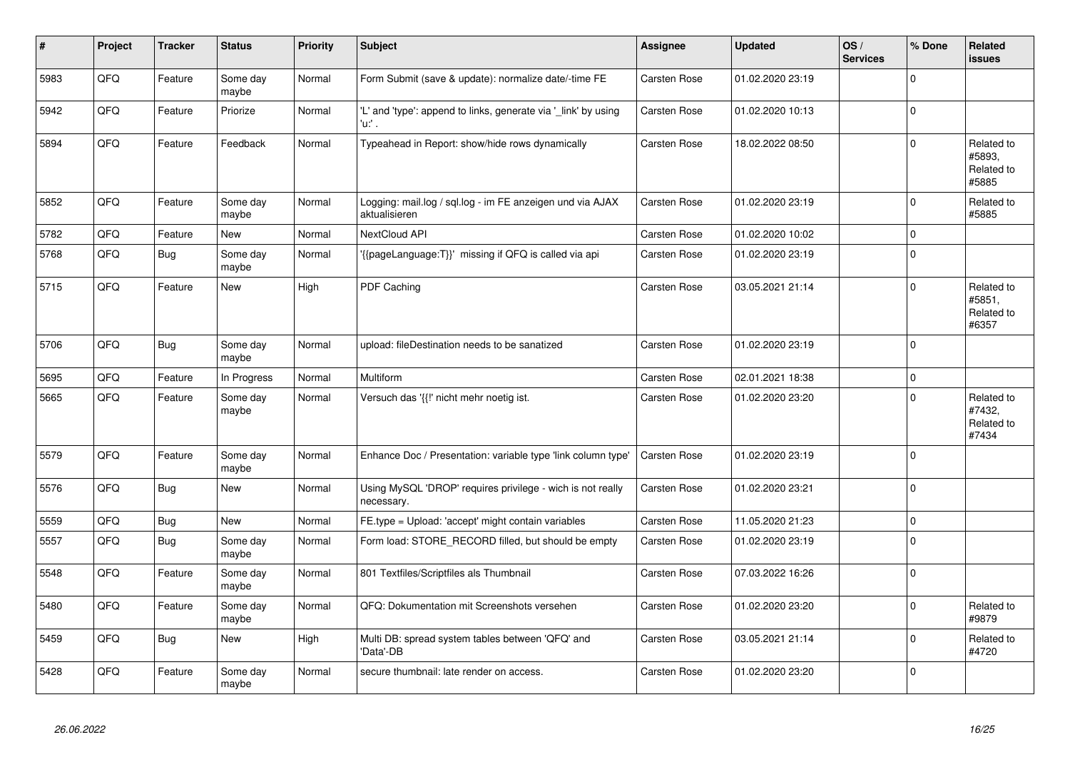| # | Project | Tracker | Status | Priority | Subject | Assignee | Updated | OS / Services | % Done | Related issues |
|---|---|---|---|---|---|---|---|---|---|---|
| 5983 | QFQ | Feature | Some day maybe | Normal | Form Submit (save & update): normalize date/-time FE | Carsten Rose | 01.02.2020 23:19 | | 0 | |
| 5942 | QFQ | Feature | Priorize | Normal | 'L' and 'type': append to links, generate via '_link' by using 'u:' . | Carsten Rose | 01.02.2020 10:13 | | 0 | |
| 5894 | QFQ | Feature | Feedback | Normal | Typeahead in Report: show/hide rows dynamically | Carsten Rose | 18.02.2022 08:50 | | 0 | Related to #5893, Related to #5885 |
| 5852 | QFQ | Feature | Some day maybe | Normal | Logging: mail.log / sql.log - im FE anzeigen und via AJAX aktualisieren | Carsten Rose | 01.02.2020 23:19 | | 0 | Related to #5885 |
| 5782 | QFQ | Feature | New | Normal | NextCloud API | Carsten Rose | 01.02.2020 10:02 | | 0 | |
| 5768 | QFQ | Bug | Some day maybe | Normal | '{{pageLanguage:T}}' missing if QFQ is called via api | Carsten Rose | 01.02.2020 23:19 | | 0 | |
| 5715 | QFQ | Feature | New | High | PDF Caching | Carsten Rose | 03.05.2021 21:14 | | 0 | Related to #5851, Related to #6357 |
| 5706 | QFQ | Bug | Some day maybe | Normal | upload: fileDestination needs to be sanatized | Carsten Rose | 01.02.2020 23:19 | | 0 | |
| 5695 | QFQ | Feature | In Progress | Normal | Multiform | Carsten Rose | 02.01.2021 18:38 | | 0 | |
| 5665 | QFQ | Feature | Some day maybe | Normal | Versuch das '{{!' nicht mehr noetig ist. | Carsten Rose | 01.02.2020 23:20 | | 0 | Related to #7432, Related to #7434 |
| 5579 | QFQ | Feature | Some day maybe | Normal | Enhance Doc / Presentation: variable type 'link column type' | Carsten Rose | 01.02.2020 23:19 | | 0 | |
| 5576 | QFQ | Bug | New | Normal | Using MySQL 'DROP' requires privilege - wich is not really necessary. | Carsten Rose | 01.02.2020 23:21 | | 0 | |
| 5559 | QFQ | Bug | New | Normal | FE.type = Upload: 'accept' might contain variables | Carsten Rose | 11.05.2020 21:23 | | 0 | |
| 5557 | QFQ | Bug | Some day maybe | Normal | Form load: STORE_RECORD filled, but should be empty | Carsten Rose | 01.02.2020 23:19 | | 0 | |
| 5548 | QFQ | Feature | Some day maybe | Normal | 801 Textfiles/Scriptfiles als Thumbnail | Carsten Rose | 07.03.2022 16:26 | | 0 | |
| 5480 | QFQ | Feature | Some day maybe | Normal | QFQ: Dokumentation mit Screenshots versehen | Carsten Rose | 01.02.2020 23:20 | | 0 | Related to #9879 |
| 5459 | QFQ | Bug | New | High | Multi DB: spread system tables between 'QFQ' and 'Data'-DB | Carsten Rose | 03.05.2021 21:14 | | 0 | Related to #4720 |
| 5428 | QFQ | Feature | Some day maybe | Normal | secure thumbnail: late render on access. | Carsten Rose | 01.02.2020 23:20 | | 0 | |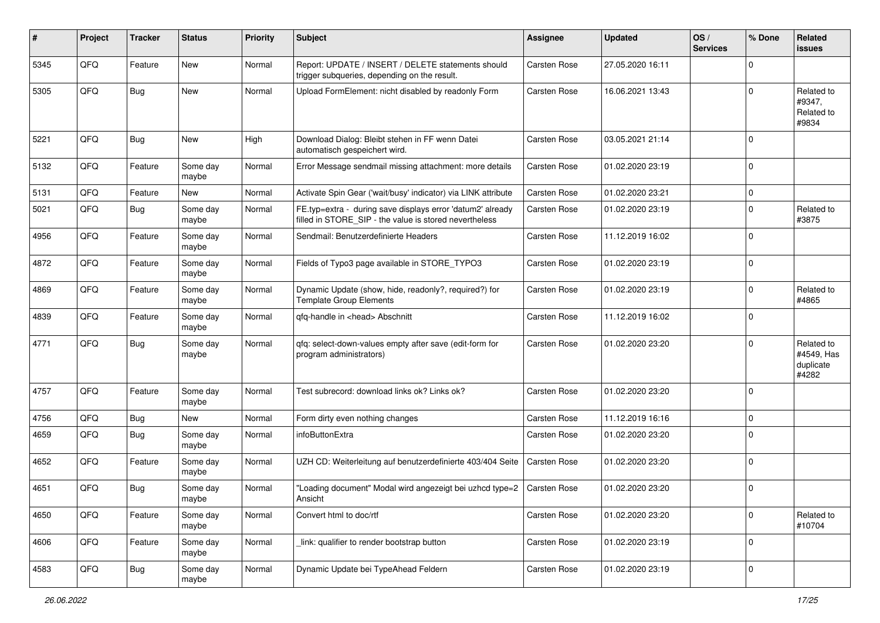| # | Project | Tracker | Status | Priority | Subject | Assignee | Updated | OS / Services | % Done | Related issues |
|---|---|---|---|---|---|---|---|---|---|---|
| 5345 | QFQ | Feature | New | Normal | Report: UPDATE / INSERT / DELETE statements should trigger subqueries, depending on the result. | Carsten Rose | 27.05.2020 16:11 | | 0 | |
| 5305 | QFQ | Bug | New | Normal | Upload FormElement: nicht disabled by readonly Form | Carsten Rose | 16.06.2021 13:43 | | 0 | Related to #9347, Related to #9834 |
| 5221 | QFQ | Bug | New | High | Download Dialog: Bleibt stehen in FF wenn Datei automatisch gespeichert wird. | Carsten Rose | 03.05.2021 21:14 | | 0 | |
| 5132 | QFQ | Feature | Some day maybe | Normal | Error Message sendmail missing attachment: more details | Carsten Rose | 01.02.2020 23:19 | | 0 | |
| 5131 | QFQ | Feature | New | Normal | Activate Spin Gear ('wait/busy' indicator) via LINK attribute | Carsten Rose | 01.02.2020 23:21 | | 0 | |
| 5021 | QFQ | Bug | Some day maybe | Normal | FE.typ=extra - during save displays error 'datum2' already filled in STORE_SIP - the value is stored nevertheless | Carsten Rose | 01.02.2020 23:19 | | 0 | Related to #3875 |
| 4956 | QFQ | Feature | Some day maybe | Normal | Sendmail: Benutzerdefinierte Headers | Carsten Rose | 11.12.2019 16:02 | | 0 | |
| 4872 | QFQ | Feature | Some day maybe | Normal | Fields of Typo3 page available in STORE_TYPO3 | Carsten Rose | 01.02.2020 23:19 | | 0 | |
| 4869 | QFQ | Feature | Some day maybe | Normal | Dynamic Update (show, hide, readonly?, required?) for Template Group Elements | Carsten Rose | 01.02.2020 23:19 | | 0 | Related to #4865 |
| 4839 | QFQ | Feature | Some day maybe | Normal | qfq-handle in <head> Abschnitt | Carsten Rose | 11.12.2019 16:02 | | 0 | |
| 4771 | QFQ | Bug | Some day maybe | Normal | qfq: select-down-values empty after save (edit-form for program administrators) | Carsten Rose | 01.02.2020 23:20 | | 0 | Related to #4549, Has duplicate #4282 |
| 4757 | QFQ | Feature | Some day maybe | Normal | Test subrecord: download links ok? Links ok? | Carsten Rose | 01.02.2020 23:20 | | 0 | |
| 4756 | QFQ | Bug | New | Normal | Form dirty even nothing changes | Carsten Rose | 11.12.2019 16:16 | | 0 | |
| 4659 | QFQ | Bug | Some day maybe | Normal | infoButtonExtra | Carsten Rose | 01.02.2020 23:20 | | 0 | |
| 4652 | QFQ | Feature | Some day maybe | Normal | UZH CD: Weiterleitung auf benutzerdefinierte 403/404 Seite | Carsten Rose | 01.02.2020 23:20 | | 0 | |
| 4651 | QFQ | Bug | Some day maybe | Normal | "Loading document" Modal wird angezeigt bei uzhcd type=2 Ansicht | Carsten Rose | 01.02.2020 23:20 | | 0 | |
| 4650 | QFQ | Feature | Some day maybe | Normal | Convert html to doc/rtf | Carsten Rose | 01.02.2020 23:20 | | 0 | Related to #10704 |
| 4606 | QFQ | Feature | Some day maybe | Normal | _link: qualifier to render bootstrap button | Carsten Rose | 01.02.2020 23:19 | | 0 | |
| 4583 | QFQ | Bug | Some day maybe | Normal | Dynamic Update bei TypeAhead Feldern | Carsten Rose | 01.02.2020 23:19 | | 0 | |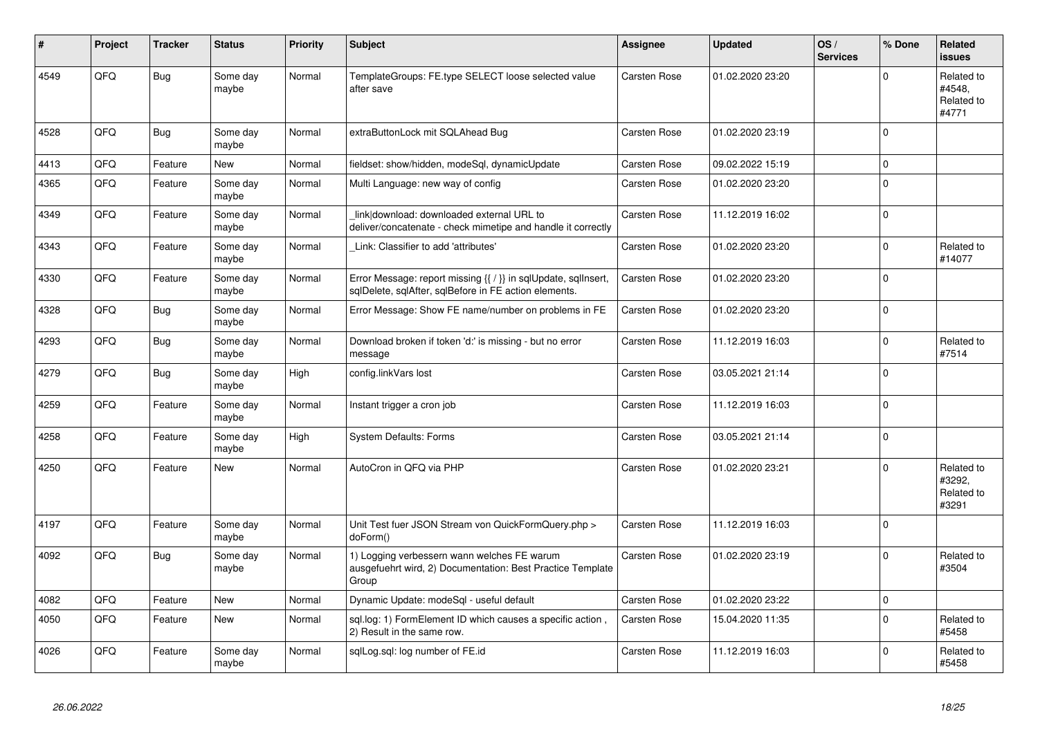| # | Project | Tracker | Status | Priority | Subject | Assignee | Updated | OS / Services | % Done | Related issues |
|---|---|---|---|---|---|---|---|---|---|---|
| 4549 | QFQ | Bug | Some day maybe | Normal | TemplateGroups: FE.type SELECT loose selected value after save | Carsten Rose | 01.02.2020 23:20 | | 0 | Related to #4548, Related to #4771 |
| 4528 | QFQ | Bug | Some day maybe | Normal | extraButtonLock mit SQLAhead Bug | Carsten Rose | 01.02.2020 23:19 | | 0 | |
| 4413 | QFQ | Feature | New | Normal | fieldset: show/hidden, modeSql, dynamicUpdate | Carsten Rose | 09.02.2022 15:19 | | 0 | |
| 4365 | QFQ | Feature | Some day maybe | Normal | Multi Language: new way of config | Carsten Rose | 01.02.2020 23:20 | | 0 | |
| 4349 | QFQ | Feature | Some day maybe | Normal | _link\|download: downloaded external URL to deliver/concatenate - check mimetipe and handle it correctly | Carsten Rose | 11.12.2019 16:02 | | 0 | |
| 4343 | QFQ | Feature | Some day maybe | Normal | _Link: Classifier to add 'attributes' | Carsten Rose | 01.02.2020 23:20 | | 0 | Related to #14077 |
| 4330 | QFQ | Feature | Some day maybe | Normal | Error Message: report missing {{ / }} in sqlUpdate, sqlInsert, sqlDelete, sqlAfter, sqlBefore in FE action elements. | Carsten Rose | 01.02.2020 23:20 | | 0 | |
| 4328 | QFQ | Bug | Some day maybe | Normal | Error Message: Show FE name/number on problems in FE | Carsten Rose | 01.02.2020 23:20 | | 0 | |
| 4293 | QFQ | Bug | Some day maybe | Normal | Download broken if token 'd:' is missing - but no error message | Carsten Rose | 11.12.2019 16:03 | | 0 | Related to #7514 |
| 4279 | QFQ | Bug | Some day maybe | High | config.linkVars lost | Carsten Rose | 03.05.2021 21:14 | | 0 | |
| 4259 | QFQ | Feature | Some day maybe | Normal | Instant trigger a cron job | Carsten Rose | 11.12.2019 16:03 | | 0 | |
| 4258 | QFQ | Feature | Some day maybe | High | System Defaults: Forms | Carsten Rose | 03.05.2021 21:14 | | 0 | |
| 4250 | QFQ | Feature | New | Normal | AutoCron in QFQ via PHP | Carsten Rose | 01.02.2020 23:21 | | 0 | Related to #3292, Related to #3291 |
| 4197 | QFQ | Feature | Some day maybe | Normal | Unit Test fuer JSON Stream von QuickFormQuery.php > doForm() | Carsten Rose | 11.12.2019 16:03 | | 0 | |
| 4092 | QFQ | Bug | Some day maybe | Normal | 1) Logging verbessern wann welches FE warum ausgefuehrt wird, 2) Documentation: Best Practice Template Group | Carsten Rose | 01.02.2020 23:19 | | 0 | Related to #3504 |
| 4082 | QFQ | Feature | New | Normal | Dynamic Update: modeSql - useful default | Carsten Rose | 01.02.2020 23:22 | | 0 | |
| 4050 | QFQ | Feature | New | Normal | sql.log: 1) FormElement ID which causes a specific action , 2) Result in the same row. | Carsten Rose | 15.04.2020 11:35 | | 0 | Related to #5458 |
| 4026 | QFQ | Feature | Some day maybe | Normal | sqlLog.sql: log number of FE.id | Carsten Rose | 11.12.2019 16:03 | | 0 | Related to #5458 |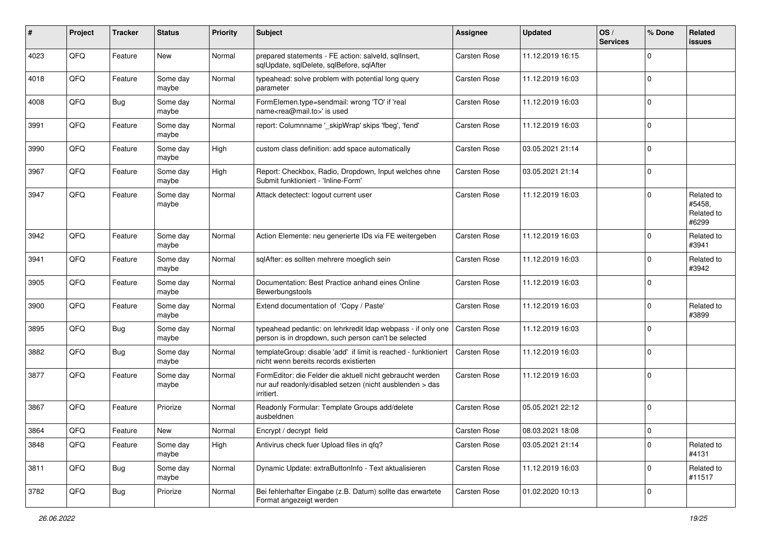| # | Project | Tracker | Status | Priority | Subject | Assignee | Updated | OS / Services | % Done | Related issues |
|---|---|---|---|---|---|---|---|---|---|---|
| 4023 | QFQ | Feature | New | Normal | prepared statements - FE action: salveId, sqlInsert, sqlUpdate, sqlDelete, sqlBefore, sqlAfter | Carsten Rose | 11.12.2019 16:15 | | 0 | |
| 4018 | QFQ | Feature | Some day maybe | Normal | typeahead: solve problem with potential long query parameter | Carsten Rose | 11.12.2019 16:03 | | 0 | |
| 4008 | QFQ | Bug | Some day maybe | Normal | FormElemen.type=sendmail: wrong 'TO' if 'real name<rea@mail.to>' is used | Carsten Rose | 11.12.2019 16:03 | | 0 | |
| 3991 | QFQ | Feature | Some day maybe | Normal | report: Columnname '_skipWrap' skips 'fbeg', 'fend' | Carsten Rose | 11.12.2019 16:03 | | 0 | |
| 3990 | QFQ | Feature | Some day maybe | High | custom class definition: add space automatically | Carsten Rose | 03.05.2021 21:14 | | 0 | |
| 3967 | QFQ | Feature | Some day maybe | High | Report: Checkbox, Radio, Dropdown, Input welches ohne Submit funktioniert - 'Inline-Form' | Carsten Rose | 03.05.2021 21:14 | | 0 | |
| 3947 | QFQ | Feature | Some day maybe | Normal | Attack detectect: logout current user | Carsten Rose | 11.12.2019 16:03 | | 0 | Related to #5458, Related to #6299 |
| 3942 | QFQ | Feature | Some day maybe | Normal | Action Elemente: neu generierte IDs via FE weitergeben | Carsten Rose | 11.12.2019 16:03 | | 0 | Related to #3941 |
| 3941 | QFQ | Feature | Some day maybe | Normal | sqlAfter: es sollten mehrere moeglich sein | Carsten Rose | 11.12.2019 16:03 | | 0 | Related to #3942 |
| 3905 | QFQ | Feature | Some day maybe | Normal | Documentation: Best Practice anhand eines Online Bewerbungstools | Carsten Rose | 11.12.2019 16:03 | | 0 | |
| 3900 | QFQ | Feature | Some day maybe | Normal | Extend documentation of 'Copy / Paste' | Carsten Rose | 11.12.2019 16:03 | | 0 | Related to #3899 |
| 3895 | QFQ | Bug | Some day maybe | Normal | typeahead pedantic: on lehrkredit ldap webpass - if only one person is in dropdown, such person can't be selected | Carsten Rose | 11.12.2019 16:03 | | 0 | |
| 3882 | QFQ | Bug | Some day maybe | Normal | templateGroup: disable 'add' if limit is reached - funktioniert nicht wenn bereits records existierten | Carsten Rose | 11.12.2019 16:03 | | 0 | |
| 3877 | QFQ | Feature | Some day maybe | Normal | FormEditor: die Felder die aktuell nicht gebraucht werden nur auf readonly/disabled setzen (nicht ausblenden > das irritiert. | Carsten Rose | 11.12.2019 16:03 | | 0 | |
| 3867 | QFQ | Feature | Priorize | Normal | Readonly Formular: Template Groups add/delete ausbeldnen | Carsten Rose | 05.05.2021 22:12 | | 0 | |
| 3864 | QFQ | Feature | New | Normal | Encrypt / decrypt field | Carsten Rose | 08.03.2021 18:08 | | 0 | |
| 3848 | QFQ | Feature | Some day maybe | High | Antivirus check fuer Upload files in qfq? | Carsten Rose | 03.05.2021 21:14 | | 0 | Related to #4131 |
| 3811 | QFQ | Bug | Some day maybe | Normal | Dynamic Update: extraButtonInfo - Text aktualisieren | Carsten Rose | 11.12.2019 16:03 | | 0 | Related to #11517 |
| 3782 | QFQ | Bug | Priorize | Normal | Bei fehlerhafter Eingabe (z.B. Datum) sollte das erwartete Format angezeigt werden | Carsten Rose | 01.02.2020 10:13 | | 0 | |

*26.06.2022*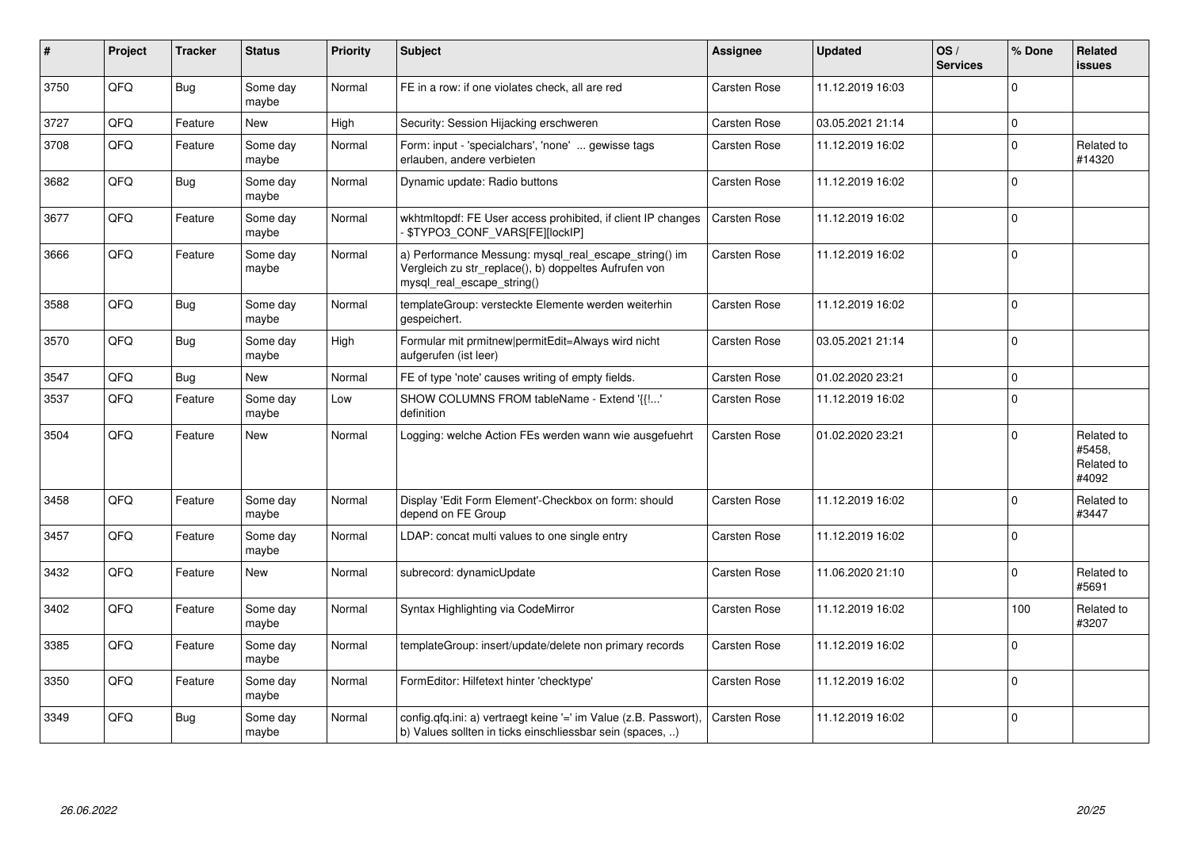| # | Project | Tracker | Status | Priority | Subject | Assignee | Updated | OS / Services | % Done | Related issues |
|---|---|---|---|---|---|---|---|---|---|---|
| 3750 | QFQ | Bug | Some day maybe | Normal | FE in a row: if one violates check, all are red | Carsten Rose | 11.12.2019 16:03 | | 0 | |
| 3727 | QFQ | Feature | New | High | Security: Session Hijacking erschweren | Carsten Rose | 03.05.2021 21:14 | | 0 | |
| 3708 | QFQ | Feature | Some day maybe | Normal | Form: input - 'specialchars', 'none' ... gewisse tags erlauben, andere verbieten | Carsten Rose | 11.12.2019 16:02 | | 0 | Related to #14320 |
| 3682 | QFQ | Bug | Some day maybe | Normal | Dynamic update: Radio buttons | Carsten Rose | 11.12.2019 16:02 | | 0 | |
| 3677 | QFQ | Feature | Some day maybe | Normal | wkhtmltopdf: FE User access prohibited, if client IP changes - $TYPO3_CONF_VARS[FE][lockIP] | Carsten Rose | 11.12.2019 16:02 | | 0 | |
| 3666 | QFQ | Feature | Some day maybe | Normal | a) Performance Messung: mysql_real_escape_string() im Vergleich zu str_replace(), b) doppeltes Aufrufen von mysql_real_escape_string() | Carsten Rose | 11.12.2019 16:02 | | 0 | |
| 3588 | QFQ | Bug | Some day maybe | Normal | templateGroup: versteckte Elemente werden weiterhin gespeichert. | Carsten Rose | 11.12.2019 16:02 | | 0 | |
| 3570 | QFQ | Bug | Some day maybe | High | Formular mit prmitnew\|permitEdit=Always wird nicht aufgerufen (ist leer) | Carsten Rose | 03.05.2021 21:14 | | 0 | |
| 3547 | QFQ | Bug | New | Normal | FE of type 'note' causes writing of empty fields. | Carsten Rose | 01.02.2020 23:21 | | 0 | |
| 3537 | QFQ | Feature | Some day maybe | Low | SHOW COLUMNS FROM tableName - Extend '{{!...' definition | Carsten Rose | 11.12.2019 16:02 | | 0 | |
| 3504 | QFQ | Feature | New | Normal | Logging: welche Action FEs werden wann wie ausgefuehrt | Carsten Rose | 01.02.2020 23:21 | | 0 | Related to #5458, Related to #4092 |
| 3458 | QFQ | Feature | Some day maybe | Normal | Display 'Edit Form Element'-Checkbox on form: should depend on FE Group | Carsten Rose | 11.12.2019 16:02 | | 0 | Related to #3447 |
| 3457 | QFQ | Feature | Some day maybe | Normal | LDAP: concat multi values to one single entry | Carsten Rose | 11.12.2019 16:02 | | 0 | |
| 3432 | QFQ | Feature | New | Normal | subrecord: dynamicUpdate | Carsten Rose | 11.06.2020 21:10 | | 0 | Related to #5691 |
| 3402 | QFQ | Feature | Some day maybe | Normal | Syntax Highlighting via CodeMirror | Carsten Rose | 11.12.2019 16:02 | | 100 | Related to #3207 |
| 3385 | QFQ | Feature | Some day maybe | Normal | templateGroup: insert/update/delete non primary records | Carsten Rose | 11.12.2019 16:02 | | 0 | |
| 3350 | QFQ | Feature | Some day maybe | Normal | FormEditor: Hilfetext hinter 'checktype' | Carsten Rose | 11.12.2019 16:02 | | 0 | |
| 3349 | QFQ | Bug | Some day maybe | Normal | config.qfq.ini: a) vertraegt keine '=' im Value (z.B. Passwort), b) Values sollten in ticks einschliessbar sein (spaces, ..) | Carsten Rose | 11.12.2019 16:02 | | 0 | |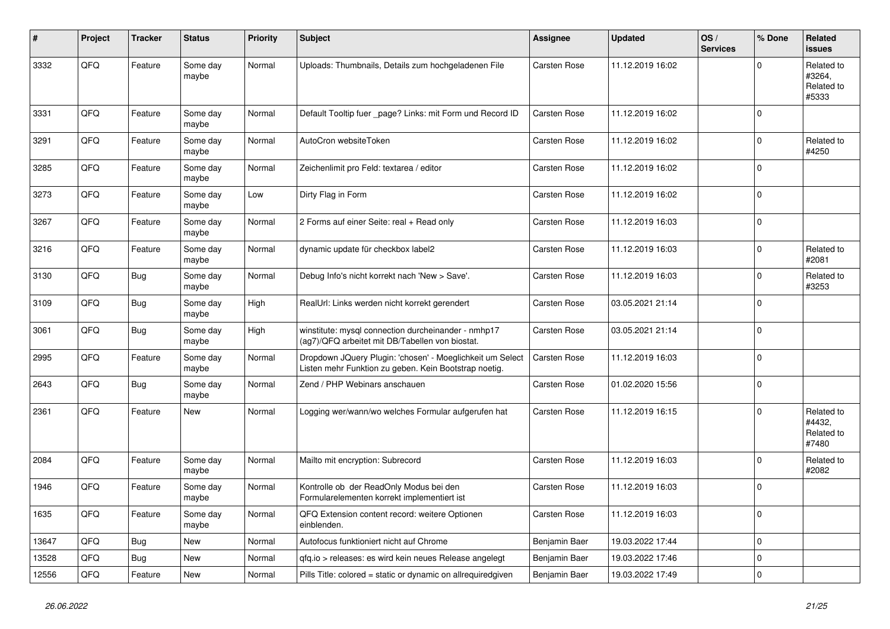| # | Project | Tracker | Status | Priority | Subject | Assignee | Updated | OS / Services | % Done | Related issues |
|---|---|---|---|---|---|---|---|---|---|---|
| 3332 | QFQ | Feature | Some day maybe | Normal | Uploads: Thumbnails, Details zum hochgeladenen File | Carsten Rose | 11.12.2019 16:02 | | 0 | Related to #3264, Related to #5333 |
| 3331 | QFQ | Feature | Some day maybe | Normal | Default Tooltip fuer _page? Links: mit Form und Record ID | Carsten Rose | 11.12.2019 16:02 | | 0 | |
| 3291 | QFQ | Feature | Some day maybe | Normal | AutoCron websiteToken | Carsten Rose | 11.12.2019 16:02 | | 0 | Related to #4250 |
| 3285 | QFQ | Feature | Some day maybe | Normal | Zeichenlimit pro Feld: textarea / editor | Carsten Rose | 11.12.2019 16:02 | | 0 | |
| 3273 | QFQ | Feature | Some day maybe | Low | Dirty Flag in Form | Carsten Rose | 11.12.2019 16:02 | | 0 | |
| 3267 | QFQ | Feature | Some day maybe | Normal | 2 Forms auf einer Seite: real + Read only | Carsten Rose | 11.12.2019 16:03 | | 0 | |
| 3216 | QFQ | Feature | Some day maybe | Normal | dynamic update für checkbox label2 | Carsten Rose | 11.12.2019 16:03 | | 0 | Related to #2081 |
| 3130 | QFQ | Bug | Some day maybe | Normal | Debug Info's nicht korrekt nach 'New > Save'. | Carsten Rose | 11.12.2019 16:03 | | 0 | Related to #3253 |
| 3109 | QFQ | Bug | Some day maybe | High | RealUrl: Links werden nicht korrekt gerendert | Carsten Rose | 03.05.2021 21:14 | | 0 | |
| 3061 | QFQ | Bug | Some day maybe | High | winstitute: mysql connection durcheinander - nmhp17 (ag7)/QFQ arbeitet mit DB/Tabellen von biostat. | Carsten Rose | 03.05.2021 21:14 | | 0 | |
| 2995 | QFQ | Feature | Some day maybe | Normal | Dropdown JQuery Plugin: 'chosen' - Moeglichkeit um Select Listen mehr Funktion zu geben. Kein Bootstrap noetig. | Carsten Rose | 11.12.2019 16:03 | | 0 | |
| 2643 | QFQ | Bug | Some day maybe | Normal | Zend / PHP Webinars anschauen | Carsten Rose | 01.02.2020 15:56 | | 0 | |
| 2361 | QFQ | Feature | New | Normal | Logging wer/wann/wo welches Formular aufgerufen hat | Carsten Rose | 11.12.2019 16:15 | | 0 | Related to #4432, Related to #7480 |
| 2084 | QFQ | Feature | Some day maybe | Normal | Mailto mit encryption: Subrecord | Carsten Rose | 11.12.2019 16:03 | | 0 | Related to #2082 |
| 1946 | QFQ | Feature | Some day maybe | Normal | Kontrolle ob der ReadOnly Modus bei den Formularelementen korrekt implementiert ist | Carsten Rose | 11.12.2019 16:03 | | 0 | |
| 1635 | QFQ | Feature | Some day maybe | Normal | QFQ Extension content record: weitere Optionen einblenden. | Carsten Rose | 11.12.2019 16:03 | | 0 | |
| 13647 | QFQ | Bug | New | Normal | Autofocus funktioniert nicht auf Chrome | Benjamin Baer | 19.03.2022 17:44 | | 0 | |
| 13528 | QFQ | Bug | New | Normal | qfq.io > releases: es wird kein neues Release angelegt | Benjamin Baer | 19.03.2022 17:46 | | 0 | |
| 12556 | QFQ | Feature | New | Normal | Pills Title: colored = static or dynamic on allrequiredgiven | Benjamin Baer | 19.03.2022 17:49 | | 0 | |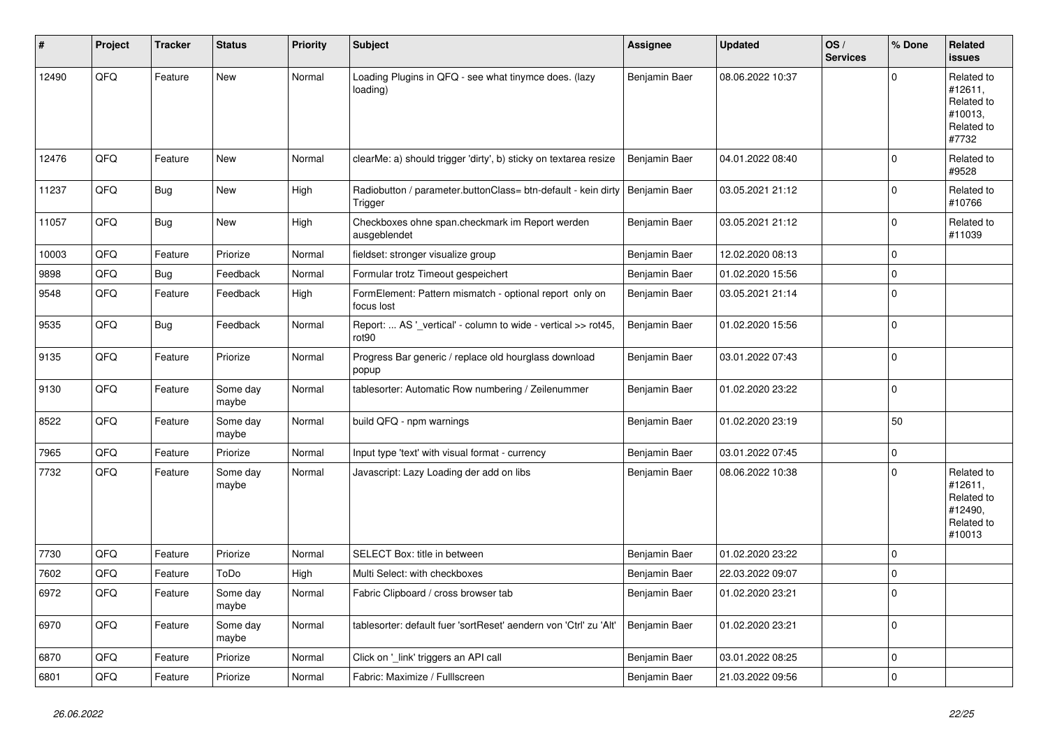| # | Project | Tracker | Status | Priority | Subject | Assignee | Updated | OS / Services | % Done | Related issues |
|---|---|---|---|---|---|---|---|---|---|---|
| 12490 | QFQ | Feature | New | Normal | Loading Plugins in QFQ - see what tinymce does. (lazy loading) | Benjamin Baer | 08.06.2022 10:37 | | 0 | Related to #12611, Related to #10013, Related to #7732 |
| 12476 | QFQ | Feature | New | Normal | clearMe: a) should trigger 'dirty', b) sticky on textarea resize | Benjamin Baer | 04.01.2022 08:40 | | 0 | Related to #9528 |
| 11237 | QFQ | Bug | New | High | Radiobutton / parameter.buttonClass= btn-default - kein dirty Trigger | Benjamin Baer | 03.05.2021 21:12 | | 0 | Related to #10766 |
| 11057 | QFQ | Bug | New | High | Checkboxes ohne span.checkmark im Report werden ausgeblendet | Benjamin Baer | 03.05.2021 21:12 | | 0 | Related to #11039 |
| 10003 | QFQ | Feature | Priorize | Normal | fieldset: stronger visualize group | Benjamin Baer | 12.02.2020 08:13 | | 0 | |
| 9898 | QFQ | Bug | Feedback | Normal | Formular trotz Timeout gespeichert | Benjamin Baer | 01.02.2020 15:56 | | 0 | |
| 9548 | QFQ | Feature | Feedback | High | FormElement: Pattern mismatch - optional report only on focus lost | Benjamin Baer | 03.05.2021 21:14 | | 0 | |
| 9535 | QFQ | Bug | Feedback | Normal | Report: ... AS '_vertical' - column to wide - vertical >> rot45, rot90 | Benjamin Baer | 01.02.2020 15:56 | | 0 | |
| 9135 | QFQ | Feature | Priorize | Normal | Progress Bar generic / replace old hourglass download popup | Benjamin Baer | 03.01.2022 07:43 | | 0 | |
| 9130 | QFQ | Feature | Some day maybe | Normal | tablesorter: Automatic Row numbering / Zeilenummer | Benjamin Baer | 01.02.2020 23:22 | | 0 | |
| 8522 | QFQ | Feature | Some day maybe | Normal | build QFQ - npm warnings | Benjamin Baer | 01.02.2020 23:19 | | 50 | |
| 7965 | QFQ | Feature | Priorize | Normal | Input type 'text' with visual format - currency | Benjamin Baer | 03.01.2022 07:45 | | 0 | |
| 7732 | QFQ | Feature | Some day maybe | Normal | Javascript: Lazy Loading der add on libs | Benjamin Baer | 08.06.2022 10:38 | | 0 | Related to #12611, Related to #12490, Related to #10013 |
| 7730 | QFQ | Feature | Priorize | Normal | SELECT Box: title in between | Benjamin Baer | 01.02.2020 23:22 | | 0 | |
| 7602 | QFQ | Feature | ToDo | High | Multi Select: with checkboxes | Benjamin Baer | 22.03.2022 09:07 | | 0 | |
| 6972 | QFQ | Feature | Some day maybe | Normal | Fabric Clipboard / cross browser tab | Benjamin Baer | 01.02.2020 23:21 | | 0 | |
| 6970 | QFQ | Feature | Some day maybe | Normal | tablesorter: default fuer 'sortReset' aendern von 'Ctrl' zu 'Alt' | Benjamin Baer | 01.02.2020 23:21 | | 0 | |
| 6870 | QFQ | Feature | Priorize | Normal | Click on '_link' triggers an API call | Benjamin Baer | 03.01.2022 08:25 | | 0 | |
| 6801 | QFQ | Feature | Priorize | Normal | Fabric: Maximize / Fulllscreen | Benjamin Baer | 21.03.2022 09:56 | | 0 | |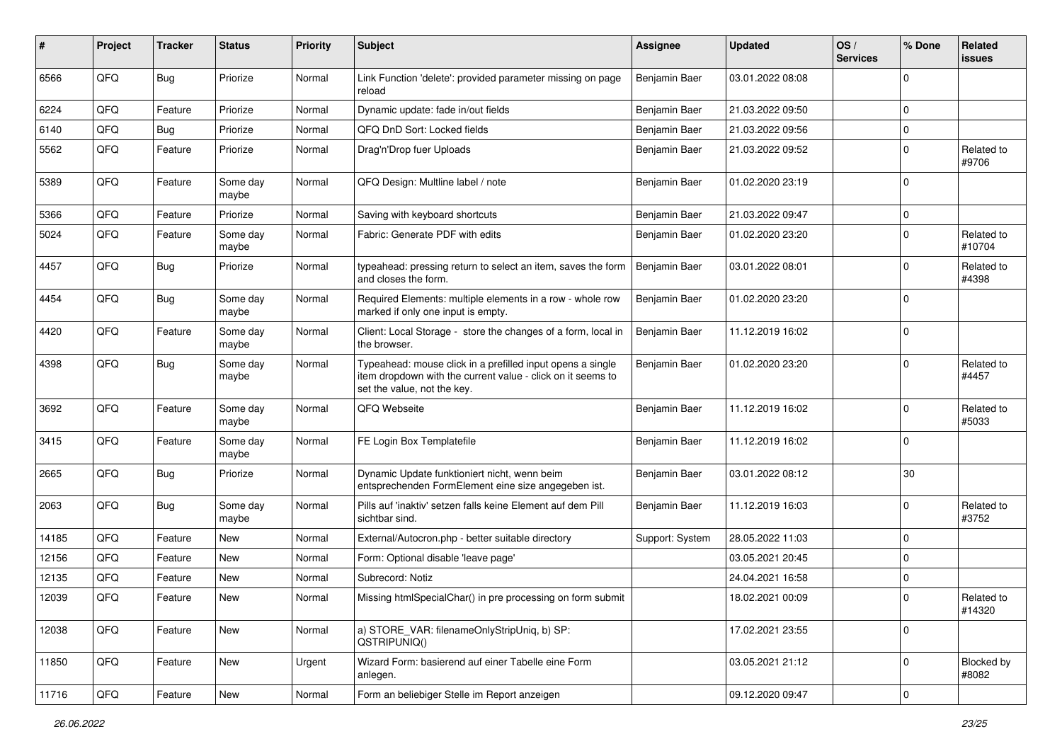| # | Project | Tracker | Status | Priority | Subject | Assignee | Updated | OS / Services | % Done | Related issues |
|---|---|---|---|---|---|---|---|---|---|---|
| 6566 | QFQ | Bug | Priorize | Normal | Link Function 'delete': provided parameter missing on page reload | Benjamin Baer | 03.01.2022 08:08 | | 0 | |
| 6224 | QFQ | Feature | Priorize | Normal | Dynamic update: fade in/out fields | Benjamin Baer | 21.03.2022 09:50 | | 0 | |
| 6140 | QFQ | Bug | Priorize | Normal | QFQ DnD Sort: Locked fields | Benjamin Baer | 21.03.2022 09:56 | | 0 | |
| 5562 | QFQ | Feature | Priorize | Normal | Drag'n'Drop fuer Uploads | Benjamin Baer | 21.03.2022 09:52 | | 0 | Related to #9706 |
| 5389 | QFQ | Feature | Some day maybe | Normal | QFQ Design: Multline label / note | Benjamin Baer | 01.02.2020 23:19 | | 0 | |
| 5366 | QFQ | Feature | Priorize | Normal | Saving with keyboard shortcuts | Benjamin Baer | 21.03.2022 09:47 | | 0 | |
| 5024 | QFQ | Feature | Some day maybe | Normal | Fabric: Generate PDF with edits | Benjamin Baer | 01.02.2020 23:20 | | 0 | Related to #10704 |
| 4457 | QFQ | Bug | Priorize | Normal | typeahead: pressing return to select an item, saves the form and closes the form. | Benjamin Baer | 03.01.2022 08:01 | | 0 | Related to #4398 |
| 4454 | QFQ | Bug | Some day maybe | Normal | Required Elements: multiple elements in a row - whole row marked if only one input is empty. | Benjamin Baer | 01.02.2020 23:20 | | 0 | |
| 4420 | QFQ | Feature | Some day maybe | Normal | Client: Local Storage - store the changes of a form, local in the browser. | Benjamin Baer | 11.12.2019 16:02 | | 0 | |
| 4398 | QFQ | Bug | Some day maybe | Normal | Typeahead: mouse click in a prefilled input opens a single item dropdown with the current value - click on it seems to set the value, not the key. | Benjamin Baer | 01.02.2020 23:20 | | 0 | Related to #4457 |
| 3692 | QFQ | Feature | Some day maybe | Normal | QFQ Webseite | Benjamin Baer | 11.12.2019 16:02 | | 0 | Related to #5033 |
| 3415 | QFQ | Feature | Some day maybe | Normal | FE Login Box Templatefile | Benjamin Baer | 11.12.2019 16:02 | | 0 | |
| 2665 | QFQ | Bug | Priorize | Normal | Dynamic Update funktioniert nicht, wenn beim entsprechenden FormElement eine size angegeben ist. | Benjamin Baer | 03.01.2022 08:12 | | 30 | |
| 2063 | QFQ | Bug | Some day maybe | Normal | Pills auf 'inaktiv' setzen falls keine Element auf dem Pill sichtbar sind. | Benjamin Baer | 11.12.2019 16:03 | | 0 | Related to #3752 |
| 14185 | QFQ | Feature | New | Normal | External/Autocron.php - better suitable directory | Support: System | 28.05.2022 11:03 | | 0 | |
| 12156 | QFQ | Feature | New | Normal | Form: Optional disable 'leave page' | | 03.05.2021 20:45 | | 0 | |
| 12135 | QFQ | Feature | New | Normal | Subrecord: Notiz | | 24.04.2021 16:58 | | 0 | |
| 12039 | QFQ | Feature | New | Normal | Missing htmlSpecialChar() in pre processing on form submit | | 18.02.2021 00:09 | | 0 | Related to #14320 |
| 12038 | QFQ | Feature | New | Normal | a) STORE_VAR: filenameOnlyStripUniq, b) SP: QSTRIPUNIQ() | | 17.02.2021 23:55 | | 0 | |
| 11850 | QFQ | Feature | New | Urgent | Wizard Form: basierend auf einer Tabelle eine Form anlegen. | | 03.05.2021 21:12 | | 0 | Blocked by #8082 |
| 11716 | QFQ | Feature | New | Normal | Form an beliebiger Stelle im Report anzeigen | | 09.12.2020 09:47 | | 0 | |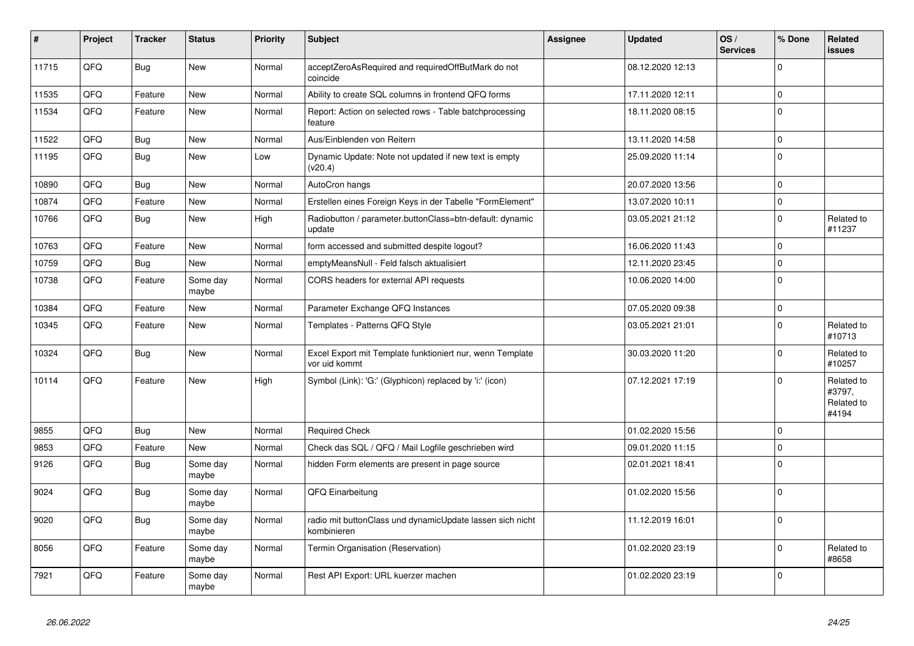| # | Project | Tracker | Status | Priority | Subject | Assignee | Updated | OS / Services | % Done | Related issues |
|---|---|---|---|---|---|---|---|---|---|---|
| 11715 | QFQ | Bug | New | Normal | acceptZeroAsRequired and requiredOffButMark do not coincide | | 08.12.2020 12:13 | | 0 | |
| 11535 | QFQ | Feature | New | Normal | Ability to create SQL columns in frontend QFQ forms | | 17.11.2020 12:11 | | 0 | |
| 11534 | QFQ | Feature | New | Normal | Report: Action on selected rows - Table batchprocessing feature | | 18.11.2020 08:15 | | 0 | |
| 11522 | QFQ | Bug | New | Normal | Aus/Einblenden von Reitern | | 13.11.2020 14:58 | | 0 | |
| 11195 | QFQ | Bug | New | Low | Dynamic Update: Note not updated if new text is empty (v20.4) | | 25.09.2020 11:14 | | 0 | |
| 10890 | QFQ | Bug | New | Normal | AutoCron hangs | | 20.07.2020 13:56 | | 0 | |
| 10874 | QFQ | Feature | New | Normal | Erstellen eines Foreign Keys in der Tabelle "FormElement" | | 13.07.2020 10:11 | | 0 | |
| 10766 | QFQ | Bug | New | High | Radiobutton / parameter.buttonClass=btn-default: dynamic update | | 03.05.2021 21:12 | | 0 | Related to #11237 |
| 10763 | QFQ | Feature | New | Normal | form accessed and submitted despite logout? | | 16.06.2020 11:43 | | 0 | |
| 10759 | QFQ | Bug | New | Normal | emptyMeansNull - Feld falsch aktualisiert | | 12.11.2020 23:45 | | 0 | |
| 10738 | QFQ | Feature | Some day maybe | Normal | CORS headers for external API requests | | 10.06.2020 14:00 | | 0 | |
| 10384 | QFQ | Feature | New | Normal | Parameter Exchange QFQ Instances | | 07.05.2020 09:38 | | 0 | |
| 10345 | QFQ | Feature | New | Normal | Templates - Patterns QFQ Style | | 03.05.2021 21:01 | | 0 | Related to #10713 |
| 10324 | QFQ | Bug | New | Normal | Excel Export mit Template funktioniert nur, wenn Template vor uid kommt | | 30.03.2020 11:20 | | 0 | Related to #10257 |
| 10114 | QFQ | Feature | New | High | Symbol (Link): 'G:' (Glyphicon) replaced by 'i:' (icon) | | 07.12.2021 17:19 | | 0 | Related to #3797, Related to #4194 |
| 9855 | QFQ | Bug | New | Normal | Required Check | | 01.02.2020 15:56 | | 0 | |
| 9853 | QFQ | Feature | New | Normal | Check das SQL / QFQ / Mail Logfile geschrieben wird | | 09.01.2020 11:15 | | 0 | |
| 9126 | QFQ | Bug | Some day maybe | Normal | hidden Form elements are present in page source | | 02.01.2021 18:41 | | 0 | |
| 9024 | QFQ | Bug | Some day maybe | Normal | QFQ Einarbeitung | | 01.02.2020 15:56 | | 0 | |
| 9020 | QFQ | Bug | Some day maybe | Normal | radio mit buttonClass und dynamicUpdate lassen sich nicht kombinieren | | 11.12.2019 16:01 | | 0 | |
| 8056 | QFQ | Feature | Some day maybe | Normal | Termin Organisation (Reservation) | | 01.02.2020 23:19 | | 0 | Related to #8658 |
| 7921 | QFQ | Feature | Some day maybe | Normal | Rest API Export: URL kuerzer machen | | 01.02.2020 23:19 | | 0 | |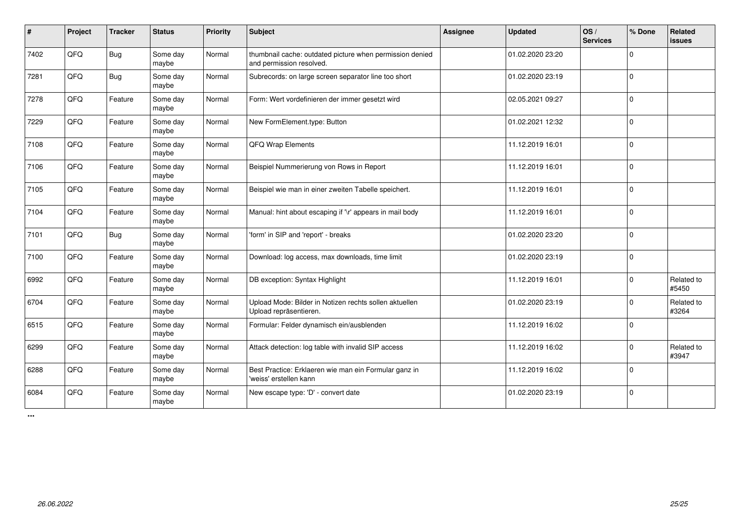| # | Project | Tracker | Status | Priority | Subject | Assignee | Updated | OS / Services | % Done | Related issues |
|---|---|---|---|---|---|---|---|---|---|---|
| 7402 | QFQ | Bug | Some day maybe | Normal | thumbnail cache: outdated picture when permission denied and permission resolved. | | 01.02.2020 23:20 | | 0 | |
| 7281 | QFQ | Bug | Some day maybe | Normal | Subrecords: on large screen separator line too short | | 01.02.2020 23:19 | | 0 | |
| 7278 | QFQ | Feature | Some day maybe | Normal | Form: Wert vordefinieren der immer gesetzt wird | | 02.05.2021 09:27 | | 0 | |
| 7229 | QFQ | Feature | Some day maybe | Normal | New FormElement.type: Button | | 01.02.2021 12:32 | | 0 | |
| 7108 | QFQ | Feature | Some day maybe | Normal | QFQ Wrap Elements | | 11.12.2019 16:01 | | 0 | |
| 7106 | QFQ | Feature | Some day maybe | Normal | Beispiel Nummerierung von Rows in Report | | 11.12.2019 16:01 | | 0 | |
| 7105 | QFQ | Feature | Some day maybe | Normal | Beispiel wie man in einer zweiten Tabelle speichert. | | 11.12.2019 16:01 | | 0 | |
| 7104 | QFQ | Feature | Some day maybe | Normal | Manual: hint about escaping if '\r' appears in mail body | | 11.12.2019 16:01 | | 0 | |
| 7101 | QFQ | Bug | Some day maybe | Normal | 'form' in SIP and 'report' - breaks | | 01.02.2020 23:20 | | 0 | |
| 7100 | QFQ | Feature | Some day maybe | Normal | Download: log access, max downloads, time limit | | 01.02.2020 23:19 | | 0 | |
| 6992 | QFQ | Feature | Some day maybe | Normal | DB exception: Syntax Highlight | | 11.12.2019 16:01 | | 0 | Related to #5450 |
| 6704 | QFQ | Feature | Some day maybe | Normal | Upload Mode: Bilder in Notizen rechts sollen aktuellen Upload repräsentieren. | | 01.02.2020 23:19 | | 0 | Related to #3264 |
| 6515 | QFQ | Feature | Some day maybe | Normal | Formular: Felder dynamisch ein/ausblenden | | 11.12.2019 16:02 | | 0 | |
| 6299 | QFQ | Feature | Some day maybe | Normal | Attack detection: log table with invalid SIP access | | 11.12.2019 16:02 | | 0 | Related to #3947 |
| 6288 | QFQ | Feature | Some day maybe | Normal | Best Practice: Erklaeren wie man ein Formular ganz in 'weiss' erstellen kann | | 11.12.2019 16:02 | | 0 | |
| 6084 | QFQ | Feature | Some day maybe | Normal | New escape type: 'D' - convert date | | 01.02.2020 23:19 | | 0 | |

...